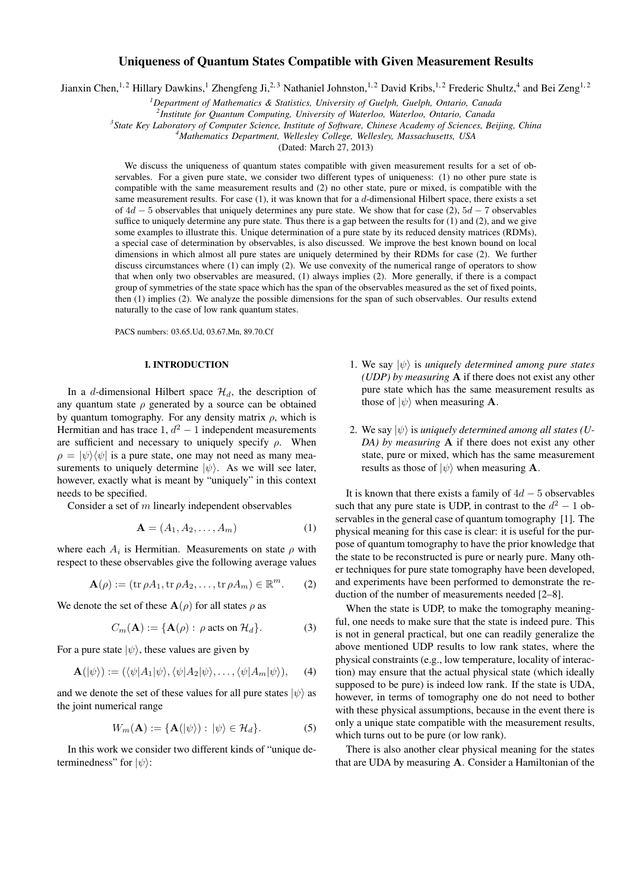# Uniqueness of Quantum States Compatible with Given Measurement Results

Jianxin Chen,[1,2] Hillary Dawkins,[1] Zhengfeng Ji,[2,3] Nathaniel Johnston,[1,2] David Kribs,[1,2] Frederic Shultz,[4] and Bei Zeng[1,2]

[1]*Department of Mathematics & Statistics, University of Guelph, Guelph, Ontario, Canada*
[2]*Institute for Quantum Computing, University of Waterloo, Waterloo, Ontario, Canada*
[3]*State Key Laboratory of Computer Science, Institute of Software, Chinese Academy of Sciences, Beijing, China*
[4]*Mathematics Department, Wellesley College, Wellesley, Massachusetts, USA*

(Dated: March 27, 2013)

We discuss the uniqueness of quantum states compatible with given measurement results for a set of observables. For a given pure state, we consider two different types of uniqueness: (1) no other pure state is compatible with the same measurement results and (2) no other state, pure or mixed, is compatible with the same measurement results. For case (1), it was known that for a $d$-dimensional Hilbert space, there exists a set of $4d-5$ observables that uniquely determines any pure state. We show that for case (2), $5d-7$ observables suffice to uniquely determine any pure state. Thus there is a gap between the results for (1) and (2), and we give some examples to illustrate this. Unique determination of a pure state by its reduced density matrices (RDMs), a special case of determination by observables, is also discussed. We improve the best known bound on local dimensions in which almost all pure states are uniquely determined by their RDMs for case (2). We further discuss circumstances where (1) can imply (2). We use convexity of the numerical range of operators to show that when only two observables are measured, (1) always implies (2). More generally, if there is a compact group of symmetries of the state space which has the span of the observables measured as the set of fixed points, then (1) implies (2). We analyze the possible dimensions for the span of such observables. Our results extend naturally to the case of low rank quantum states.

PACS numbers: 03.65.Ud, 03.67.Mn, 89.70.Cf

## I. INTRODUCTION

In a $d$-dimensional Hilbert space $\mathcal{H}_d$, the description of any quantum state $\rho$ generated by a source can be obtained by quantum tomography. For any density matrix $\rho$, which is Hermitian and has trace 1, $d^2-1$ independent measurements are sufficient and necessary to uniquely specify $\rho$. When $\rho = |\psi\rangle\langle\psi|$ is a pure state, one may not need as many measurements to uniquely determine $|\psi\rangle$. As we will see later, however, exactly what is meant by "uniquely" in this context needs to be specified.

Consider a set of $m$ linearly independent observables

$$\mathbf{A} = (A_1, A_2, \ldots, A_m) \tag{1}$$

where each $A_i$ is Hermitian. Measurements on state $\rho$ with respect to these observables give the following average values

$$\mathbf{A}(\rho) := (\operatorname{tr}\rho A_1, \operatorname{tr}\rho A_2, \ldots, \operatorname{tr}\rho A_m) \in \mathbb{R}^m. \tag{2}$$

We denote the set of these $\mathbf{A}(\rho)$ for all states $\rho$ as

$$C_m(\mathbf{A}) := \{\mathbf{A}(\rho) : \rho \text{ acts on } \mathcal{H}_d\}. \tag{3}$$

For a pure state $|\psi\rangle$, these values are given by

$$\mathbf{A}(|\psi\rangle) := (\langle\psi|A_1|\psi\rangle, \langle\psi|A_2|\psi\rangle, \ldots, \langle\psi|A_m|\psi\rangle), \tag{4}$$

and we denote the set of these values for all pure states $|\psi\rangle$ as the joint numerical range

$$W_m(\mathbf{A}) := \{\mathbf{A}(|\psi\rangle) : |\psi\rangle \in \mathcal{H}_d\}. \tag{5}$$

In this work we consider two different kinds of "unique determinedness" for $|\psi\rangle$:

1. We say $|\psi\rangle$ is *uniquely determined among pure states (UDP) by measuring* $\mathbf{A}$ if there does not exist any other pure state which has the same measurement results as those of $|\psi\rangle$ when measuring $\mathbf{A}$.

2. We say $|\psi\rangle$ is *uniquely determined among all states (UDA) by measuring* $\mathbf{A}$ if there does not exist any other state, pure or mixed, which has the same measurement results as those of $|\psi\rangle$ when measuring $\mathbf{A}$.

It is known that there exists a family of $4d-5$ observables such that any pure state is UDP, in contrast to the $d^2-1$ observables in the general case of quantum tomography [1]. The physical meaning for this case is clear: it is useful for the purpose of quantum tomography to have the prior knowledge that the state to be reconstructed is pure or nearly pure. Many other techniques for pure state tomography have been developed, and experiments have been performed to demonstrate the reduction of the number of measurements needed [2–8].

When the state is UDP, to make the tomography meaningful, one needs to make sure that the state is indeed pure. This is not in general practical, but one can readily generalize the above mentioned UDP results to low rank states, where the physical constraints (e.g., low temperature, locality of interaction) may ensure that the actual physical state (which ideally supposed to be pure) is indeed low rank. If the state is UDA, however, in terms of tomography one do not need to bother with these physical assumptions, because in the event there is only a unique state compatible with the measurement results, which turns out to be pure (or low rank).

There is also another clear physical meaning for the states that are UDA by measuring $\mathbf{A}$. Consider a Hamiltonian of the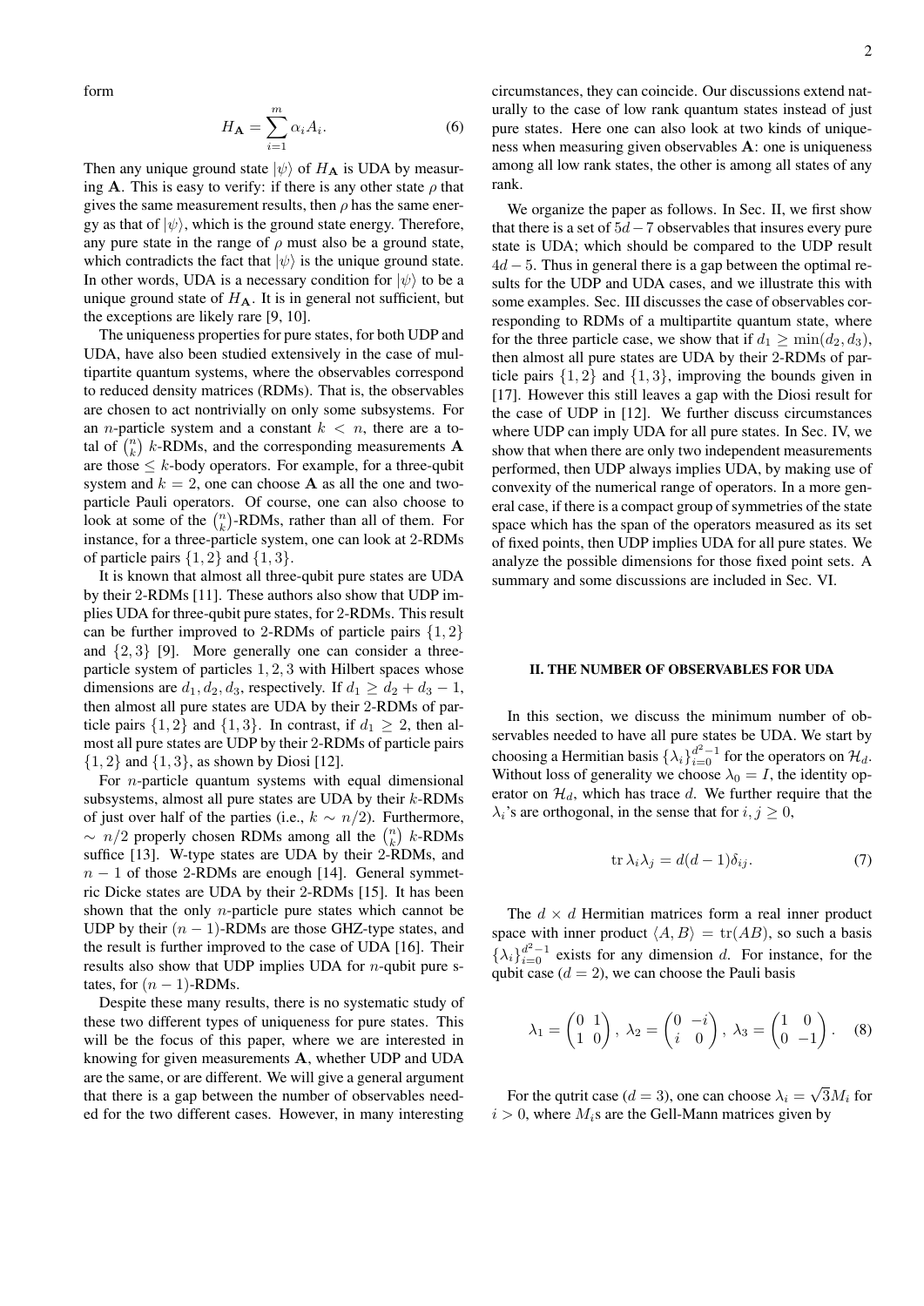form

$$H_{\mathbf{A}} = \sum_{i=1}^{m} \alpha_i A_i. \tag{6}$$

Then any unique ground state $|\psi\rangle$ of $H_{\mathbf{A}}$ is UDA by measuring $\mathbf{A}$. This is easy to verify: if there is any other state $\rho$ that gives the same measurement results, then $\rho$ has the same energy as that of $|\psi\rangle$, which is the ground state energy. Therefore, any pure state in the range of $\rho$ must also be a ground state, which contradicts the fact that $|\psi\rangle$ is the unique ground state. In other words, UDA is a necessary condition for $|\psi\rangle$ to be a unique ground state of $H_{\mathbf{A}}$. It is in general not sufficient, but the exceptions are likely rare [9, 10].

The uniqueness properties for pure states, for both UDP and UDA, have also been studied extensively in the case of multipartite quantum systems, where the observables correspond to reduced density matrices (RDMs). That is, the observables are chosen to act nontrivially on only some subsystems. For an $n$-particle system and a constant $k < n$, there are a total of $\binom{n}{k}$ $k$-RDMs, and the corresponding measurements $\mathbf{A}$ are those $\leq k$-body operators. For example, for a three-qubit system and $k = 2$, one can choose $\mathbf{A}$ as all the one and two-particle Pauli operators. Of course, one can also choose to look at some of the $\binom{n}{k}$-RDMs, rather than all of them. For instance, for a three-particle system, one can look at 2-RDMs of particle pairs $\{1, 2\}$ and $\{1, 3\}$.

It is known that almost all three-qubit pure states are UDA by their 2-RDMs [11]. These authors also show that UDP implies UDA for three-qubit pure states, for 2-RDMs. This result can be further improved to 2-RDMs of particle pairs $\{1, 2\}$ and $\{2, 3\}$ [9]. More generally one can consider a three-particle system of particles $1, 2, 3$ with Hilbert spaces whose dimensions are $d_1, d_2, d_3$, respectively. If $d_1 \geq d_2 + d_3 - 1$, then almost all pure states are UDA by their 2-RDMs of particle pairs $\{1, 2\}$ and $\{1, 3\}$. In contrast, if $d_1 \geq 2$, then almost all pure states are UDP by their 2-RDMs of particle pairs $\{1, 2\}$ and $\{1, 3\}$, as shown by Diosi [12].

For $n$-particle quantum systems with equal dimensional subsystems, almost all pure states are UDA by their $k$-RDMs of just over half of the parties (i.e., $k \sim n/2$). Furthermore, $\sim n/2$ properly chosen RDMs among all the $\binom{n}{k}$ $k$-RDMs suffice [13]. W-type states are UDA by their 2-RDMs, and $n - 1$ of those 2-RDMs are enough [14]. General symmetric Dicke states are UDA by their 2-RDMs [15]. It has been shown that the only $n$-particle pure states which cannot be UDP by their $(n-1)$-RDMs are those GHZ-type states, and the result is further improved to the case of UDA [16]. Their results also show that UDP implies UDA for $n$-qubit pure states, for $(n-1)$-RDMs.

Despite these many results, there is no systematic study of these two different types of uniqueness for pure states. This will be the focus of this paper, where we are interested in knowing for given measurements $\mathbf{A}$, whether UDP and UDA are the same, or are different. We will give a general argument that there is a gap between the number of observables needed for the two different cases. However, in many interesting circumstances, they can coincide. Our discussions extend naturally to the case of low rank quantum states instead of just pure states. Here one can also look at two kinds of uniqueness when measuring given observables $\mathbf{A}$: one is uniqueness among all low rank states, the other is among all states of any rank.

We organize the paper as follows. In Sec. II, we first show that there is a set of $5d-7$ observables that insures every pure state is UDA; which should be compared to the UDP result $4d - 5$. Thus in general there is a gap between the optimal results for the UDP and UDA cases, and we illustrate this with some examples. Sec. III discusses the case of observables corresponding to RDMs of a multipartite quantum state, where for the three particle case, we show that if $d_1 \geq \min(d_2, d_3)$, then almost all pure states are UDA by their 2-RDMs of particle pairs $\{1, 2\}$ and $\{1, 3\}$, improving the bounds given in [17]. However this still leaves a gap with the Diosi result for the case of UDP in [12]. We further discuss circumstances where UDP can imply UDA for all pure states. In Sec. IV, we show that when there are only two independent measurements performed, then UDP always implies UDA, by making use of convexity of the numerical range of operators. In a more general case, if there is a compact group of symmetries of the state space which has the span of the operators measured as its set of fixed points, then UDP implies UDA for all pure states. We analyze the possible dimensions for those fixed point sets. A summary and some discussions are included in Sec. VI.

## II. THE NUMBER OF OBSERVABLES FOR UDA

In this section, we discuss the minimum number of observables needed to have all pure states be UDA. We start by choosing a Hermitian basis $\{\lambda_i\}_{i=0}^{d^2-1}$ for the operators on $\mathcal{H}_d$. Without loss of generality we choose $\lambda_0 = I$, the identity operator on $\mathcal{H}_d$, which has trace $d$. We further require that the $\lambda_i$'s are orthogonal, in the sense that for $i, j \geq 0$,

$$\operatorname{tr} \lambda_i \lambda_j = d(d-1)\delta_{ij}. \tag{7}$$

The $d \times d$ Hermitian matrices form a real inner product space with inner product $\langle A, B\rangle = \operatorname{tr}(AB)$, so such a basis $\{\lambda_i\}_{i=0}^{d^2-1}$ exists for any dimension $d$. For instance, for the qubit case ($d = 2$), we can choose the Pauli basis

$$\lambda_1 = \begin{pmatrix} 0 & 1 \\ 1 & 0 \end{pmatrix},\ \lambda_2 = \begin{pmatrix} 0 & -i \\ i & 0 \end{pmatrix},\ \lambda_3 = \begin{pmatrix} 1 & 0 \\ 0 & -1 \end{pmatrix}. \tag{8}$$

For the qutrit case ($d = 3$), one can choose $\lambda_i = \sqrt{3}M_i$ for $i > 0$, where $M_i$s are the Gell-Mann matrices given by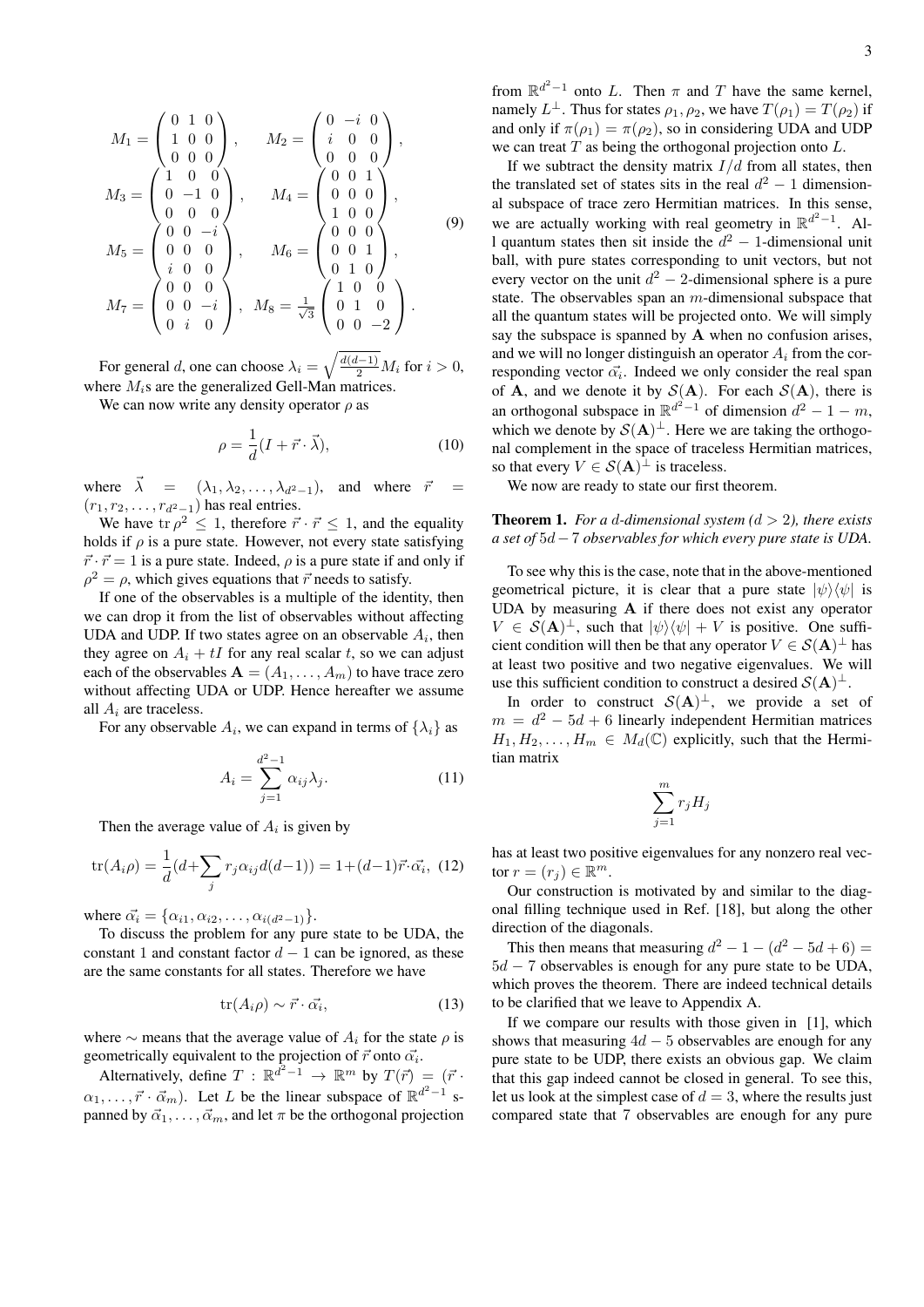$$
\begin{aligned}
M_1 &= \begin{pmatrix} 0 & 1 & 0 \\ 1 & 0 & 0 \\ 0 & 0 & 0 \end{pmatrix}, \quad M_2 = \begin{pmatrix} 0 & -i & 0 \\ i & 0 & 0 \\ 0 & 0 & 0 \end{pmatrix}, \\
M_3 &= \begin{pmatrix} 1 & 0 & 0 \\ 0 & -1 & 0 \\ 0 & 0 & 0 \end{pmatrix}, \quad M_4 = \begin{pmatrix} 0 & 0 & 1 \\ 0 & 0 & 0 \\ 1 & 0 & 0 \end{pmatrix}, \\
M_5 &= \begin{pmatrix} 0 & 0 & -i \\ 0 & 0 & 0 \\ i & 0 & 0 \end{pmatrix}, \quad M_6 = \begin{pmatrix} 0 & 0 & 0 \\ 0 & 0 & 1 \\ 0 & 1 & 0 \end{pmatrix}, \\
M_7 &= \begin{pmatrix} 0 & 0 & 0 \\ 0 & 0 & -i \\ 0 & i & 0 \end{pmatrix}, \quad M_8 = \frac{1}{\sqrt{3}} \begin{pmatrix} 1 & 0 & 0 \\ 0 & 1 & 0 \\ 0 & 0 & -2 \end{pmatrix}.
\end{aligned} \tag{9}
$$

For general $d$, one can choose $\lambda_i = \sqrt{\frac{d(d-1)}{2}} M_i$ for $i > 0$, where $M_i$s are the generalized Gell-Man matrices.

We can now write any density operator $\rho$ as

$$
\rho = \frac{1}{d}(I + \vec{r} \cdot \vec{\lambda}), \tag{10}
$$

where $\vec{\lambda} = (\lambda_1, \lambda_2, \ldots, \lambda_{d^2-1})$, and where $\vec{r} = (r_1, r_2, \ldots, r_{d^2-1})$ has real entries.

We have $\operatorname{tr} \rho^2 \leq 1$, therefore $\vec{r} \cdot \vec{r} \leq 1$, and the equality holds if $\rho$ is a pure state. However, not every state satisfying $\vec{r} \cdot \vec{r} = 1$ is a pure state. Indeed, $\rho$ is a pure state if and only if $\rho^2 = \rho$, which gives equations that $\vec{r}$ needs to satisfy.

If one of the observables is a multiple of the identity, then we can drop it from the list of observables without affecting UDA and UDP. If two states agree on an observable $A_i$, then they agree on $A_i + tI$ for any real scalar $t$, so we can adjust each of the observables $\mathbf{A} = (A_1, \ldots, A_m)$ to have trace zero without affecting UDA or UDP. Hence hereafter we assume all $A_i$ are traceless.

For any observable $A_i$, we can expand in terms of $\{\lambda_i\}$ as

$$
A_i = \sum_{j=1}^{d^2-1} \alpha_{ij} \lambda_j. \tag{11}
$$

Then the average value of $A_i$ is given by

$$
\operatorname{tr}(A_i \rho) = \frac{1}{d}(d + \sum_j r_j \alpha_{ij} d(d-1)) = 1 + (d-1)\vec{r} \cdot \vec{\alpha_i}, \tag{12}
$$

where $\vec{\alpha_i} = \{\alpha_{i1}, \alpha_{i2}, \ldots, \alpha_{i(d^2-1)}\}$.

To discuss the problem for any pure state to be UDA, the constant 1 and constant factor $d - 1$ can be ignored, as these are the same constants for all states. Therefore we have

$$
\operatorname{tr}(A_i \rho) \sim \vec{r} \cdot \vec{\alpha_i}, \tag{13}
$$

where $\sim$ means that the average value of $A_i$ for the state $\rho$ is geometrically equivalent to the projection of $\vec{r}$ onto $\vec{\alpha_i}$.

Alternatively, define $T : \mathbb{R}^{d^2-1} \to \mathbb{R}^m$ by $T(\vec{r}) = (\vec{r} \cdot \alpha_1, \ldots, \vec{r} \cdot \vec{\alpha}_m)$. Let $L$ be the linear subspace of $\mathbb{R}^{d^2-1}$ spanned by $\vec{\alpha}_1, \ldots, \vec{\alpha}_m$, and let $\pi$ be the orthogonal projection from $\mathbb{R}^{d^2-1}$ onto $L$. Then $\pi$ and $T$ have the same kernel, namely $L^\perp$. Thus for states $\rho_1, \rho_2$, we have $T(\rho_1) = T(\rho_2)$ if and only if $\pi(\rho_1) = \pi(\rho_2)$, so in considering UDA and UDP we can treat $T$ as being the orthogonal projection onto $L$.

If we subtract the density matrix $I/d$ from all states, then the translated set of states sits in the real $d^2 - 1$ dimensional subspace of trace zero Hermitian matrices. In this sense, we are actually working with real geometry in $\mathbb{R}^{d^2-1}$. All quantum states then sit inside the $d^2 - 1$-dimensional unit ball, with pure states corresponding to unit vectors, but not every vector on the unit $d^2 - 2$-dimensional sphere is a pure state. The observables span an $m$-dimensional subspace that all the quantum states will be projected onto. We will simply say the subspace is spanned by $\mathbf{A}$ when no confusion arises, and we will no longer distinguish an operator $A_i$ from the corresponding vector $\vec{\alpha_i}$. Indeed we only consider the real span of $\mathbf{A}$, and we denote it by $\mathcal{S}(\mathbf{A})$. For each $\mathcal{S}(\mathbf{A})$, there is an orthogonal subspace in $\mathbb{R}^{d^2-1}$ of dimension $d^2 - 1 - m$, which we denote by $\mathcal{S}(\mathbf{A})^\perp$. Here we are taking the orthogonal complement in the space of traceless Hermitian matrices, so that every $V \in \mathcal{S}(\mathbf{A})^\perp$ is traceless.

We now are ready to state our first theorem.

**Theorem 1.** *For a $d$-dimensional system ($d > 2$), there exists a set of $5d - 7$ observables for which every pure state is UDA.*

To see why this is the case, note that in the above-mentioned geometrical picture, it is clear that a pure state $|\psi\rangle\langle\psi|$ is UDA by measuring $\mathbf{A}$ if there does not exist any operator $V \in \mathcal{S}(\mathbf{A})^\perp$, such that $|\psi\rangle\langle\psi| + V$ is positive. One sufficient condition will then be that any operator $V \in \mathcal{S}(\mathbf{A})^\perp$ has at least two positive and two negative eigenvalues. We will use this sufficient condition to construct a desired $\mathcal{S}(\mathbf{A})^\perp$.

In order to construct $\mathcal{S}(\mathbf{A})^\perp$, we provide a set of $m = d^2 - 5d + 6$ linearly independent Hermitian matrices $H_1, H_2, \ldots, H_m \in M_d(\mathbb{C})$ explicitly, such that the Hermitian matrix

$$
\sum_{j=1}^{m} r_j H_j
$$

has at least two positive eigenvalues for any nonzero real vector $r = (r_j) \in \mathbb{R}^m$.

Our construction is motivated by and similar to the diagonal filling technique used in Ref. [18], but along the other direction of the diagonals.

This then means that measuring $d^2 - 1 - (d^2 - 5d + 6) = 5d - 7$ observables is enough for any pure state to be UDA, which proves the theorem. There are indeed technical details to be clarified that we leave to Appendix A.

If we compare our results with those given in [1], which shows that measuring $4d - 5$ observables are enough for any pure state to be UDP, there exists an obvious gap. We claim that this gap indeed cannot be closed in general. To see this, let us look at the simplest case of $d = 3$, where the results just compared state that 7 observables are enough for any pure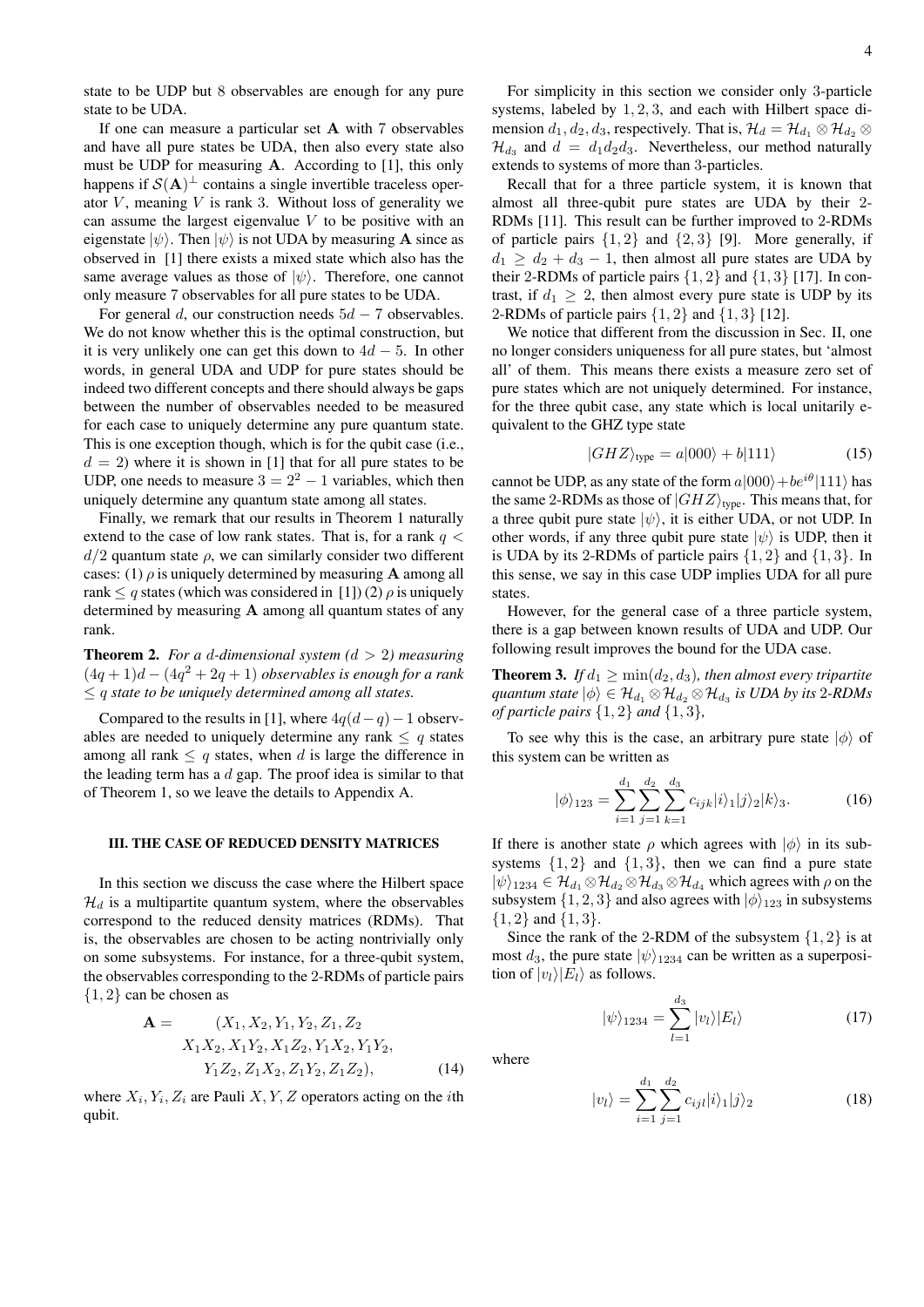state to be UDP but 8 observables are enough for any pure state to be UDA.

If one can measure a particular set $\mathbf{A}$ with 7 observables and have all pure states be UDA, then also every state also must be UDP for measuring $\mathbf{A}$. According to [1], this only happens if $\mathcal{S}(\mathbf{A})^\perp$ contains a single invertible traceless operator $V$, meaning $V$ is rank 3. Without loss of generality we can assume the largest eigenvalue $V$ to be positive with an eigenstate $|\psi\rangle$. Then $|\psi\rangle$ is not UDA by measuring $\mathbf{A}$ since as observed in [1] there exists a mixed state which also has the same average values as those of $|\psi\rangle$. Therefore, one cannot only measure 7 observables for all pure states to be UDA.

For general $d$, our construction needs $5d-7$ observables. We do not know whether this is the optimal construction, but it is very unlikely one can get this down to $4d-5$. In other words, in general UDA and UDP for pure states should be indeed two different concepts and there should always be gaps between the number of observables needed to be measured for each case to uniquely determine any pure quantum state. This is one exception though, which is for the qubit case (i.e., $d=2$) where it is shown in [1] that for all pure states to be UDP, one needs to measure $3=2^2-1$ variables, which then uniquely determine any quantum state among all states.

Finally, we remark that our results in Theorem 1 naturally extend to the case of low rank states. That is, for a rank $q<d/2$ quantum state $\rho$, we can similarly consider two different cases: (1) $\rho$ is uniquely determined by measuring $\mathbf{A}$ among all rank $\leq q$ states (which was considered in [1]) (2) $\rho$ is uniquely determined by measuring $\mathbf{A}$ among all quantum states of any rank.

**Theorem 2.** *For a $d$-dimensional system ($d>2$) measuring $(4q+1)d-(4q^2+2q+1)$ observables is enough for a rank $\leq q$ state to be uniquely determined among all states.*

Compared to the results in [1], where $4q(d-q)-1$ observables are needed to uniquely determine any rank $\leq q$ states among all rank $\leq q$ states, when $d$ is large the difference in the leading term has a $d$ gap. The proof idea is similar to that of Theorem 1, so we leave the details to Appendix A.

### III. THE CASE OF REDUCED DENSITY MATRICES

In this section we discuss the case where the Hilbert space $\mathcal{H}_d$ is a multipartite quantum system, where the observables correspond to the reduced density matrices (RDMs). That is, the observables are chosen to be acting nontrivially only on some subsystems. For instance, for a three-qubit system, the observables corresponding to the 2-RDMs of particle pairs $\{1,2\}$ can be chosen as

$$
\begin{aligned}
\mathbf{A} = \quad & (X_1, X_2, Y_1, Y_2, Z_1, Z_2 \\
& X_1X_2, X_1Y_2, X_1Z_2, Y_1X_2, Y_1Y_2, \\
& Y_1Z_2, Z_1X_2, Z_1Y_2, Z_1Z_2),
\end{aligned}
\tag{14}
$$

where $X_i, Y_i, Z_i$ are Pauli $X, Y, Z$ operators acting on the $i$th qubit.

For simplicity in this section we consider only 3-particle systems, labeled by $1,2,3$, and each with Hilbert space dimension $d_1, d_2, d_3$, respectively. That is, $\mathcal{H}_d = \mathcal{H}_{d_1}\otimes\mathcal{H}_{d_2}\otimes\mathcal{H}_{d_3}$ and $d=d_1d_2d_3$. Nevertheless, our method naturally extends to systems of more than 3-particles.

Recall that for a three particle system, it is known that almost all three-qubit pure states are UDA by their 2-RDMs [11]. This result can be further improved to 2-RDMs of particle pairs $\{1,2\}$ and $\{2,3\}$ [9]. More generally, if $d_1 \geq d_2+d_3-1$, then almost all pure states are UDA by their 2-RDMs of particle pairs $\{1,2\}$ and $\{1,3\}$ [17]. In contrast, if $d_1\geq 2$, then almost every pure state is UDP by its 2-RDMs of particle pairs $\{1,2\}$ and $\{1,3\}$ [12].

We notice that different from the discussion in Sec. II, one no longer considers uniqueness for all pure states, but 'almost all' of them. This means there exists a measure zero set of pure states which are not uniquely determined. For instance, for the three qubit case, any state which is local unitarily equivalent to the GHZ type state

$$
|GHZ\rangle_{\text{type}} = a|000\rangle + b|111\rangle \tag{15}
$$

cannot be UDP, as any state of the form $a|000\rangle+be^{i\theta}|111\rangle$ has the same 2-RDMs as those of $|GHZ\rangle_{\text{type}}$. This means that, for a three qubit pure state $|\psi\rangle$, it is either UDA, or not UDP. In other words, if any three qubit pure state $|\psi\rangle$ is UDP, then it is UDA by its 2-RDMs of particle pairs $\{1,2\}$ and $\{1,3\}$. In this sense, we say in this case UDP implies UDA for all pure states.

However, for the general case of a three particle system, there is a gap between known results of UDA and UDP. Our following result improves the bound for the UDA case.

**Theorem 3.** *If $d_1\geq \min(d_2,d_3)$, then almost every tripartite quantum state $|\phi\rangle\in\mathcal{H}_{d_1}\otimes\mathcal{H}_{d_2}\otimes\mathcal{H}_{d_3}$ is UDA by its 2-RDMs of particle pairs $\{1,2\}$ and $\{1,3\}$,*

To see why this is the case, an arbitrary pure state $|\phi\rangle$ of this system can be written as

$$
|\phi\rangle_{123} = \sum_{i=1}^{d_1}\sum_{j=1}^{d_2}\sum_{k=1}^{d_3} c_{ijk}|i\rangle_1|j\rangle_2|k\rangle_3. \tag{16}
$$

If there is another state $\rho$ which agrees with $|\phi\rangle$ in its subsystems $\{1,2\}$ and $\{1,3\}$, then we can find a pure state $|\psi\rangle_{1234}\in\mathcal{H}_{d_1}\otimes\mathcal{H}_{d_2}\otimes\mathcal{H}_{d_3}\otimes\mathcal{H}_{d_4}$ which agrees with $\rho$ on the subsystem $\{1,2,3\}$ and also agrees with $|\phi\rangle_{123}$ in subsystems $\{1,2\}$ and $\{1,3\}$.

Since the rank of the 2-RDM of the subsystem $\{1,2\}$ is at most $d_3$, the pure state $|\psi\rangle_{1234}$ can be written as a superposition of $|v_l\rangle|E_l\rangle$ as follows.

$$
|\psi\rangle_{1234} = \sum_{l=1}^{d_3}|v_l\rangle|E_l\rangle \tag{17}
$$

where

$$
|v_l\rangle = \sum_{i=1}^{d_1}\sum_{j=1}^{d_2} c_{ijl}|i\rangle_1|j\rangle_2 \tag{18}
$$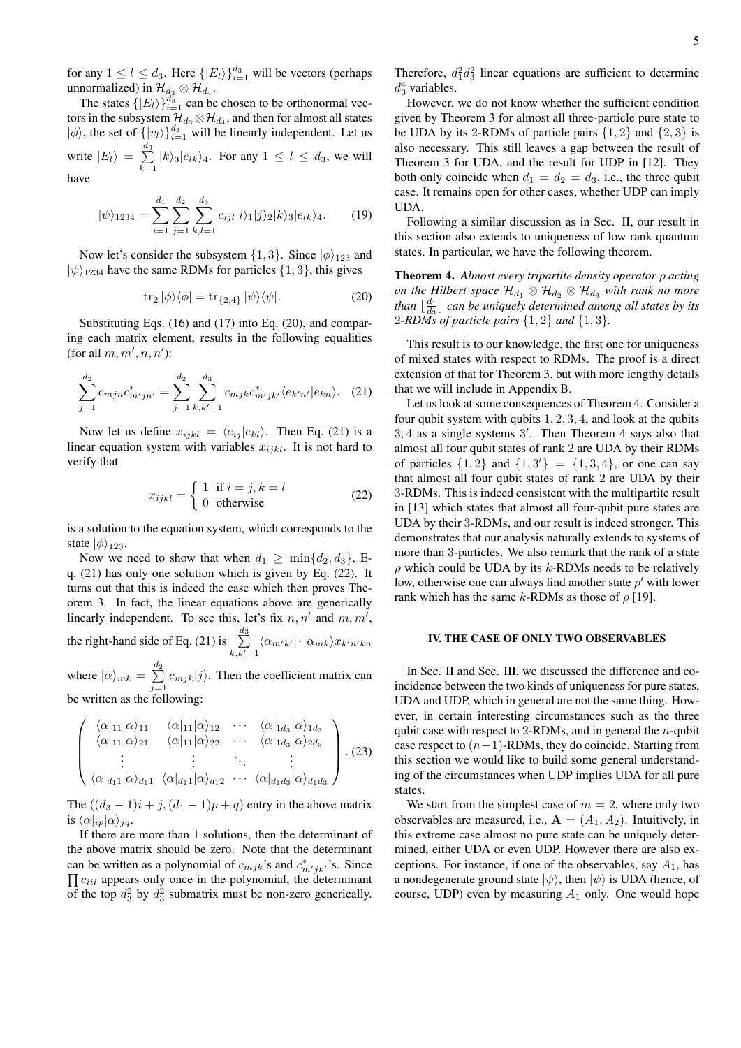for any $1 \leq l \leq d_3$. Here $\{|E_l\rangle\}_{i=1}^{d_3}$ will be vectors (perhaps unnormalized) in $\mathcal{H}_{d_3} \otimes \mathcal{H}_{d_4}$.

The states $\{|E_l\rangle\}_{i=1}^{d_3}$ can be chosen to be orthonormal vectors in the subsystem $\mathcal{H}_{d_3} \otimes \mathcal{H}_{d_4}$, and then for almost all states $|\phi\rangle$, the set of $\{|v_l\rangle\}_{i=1}^{d_3}$ will be linearly independent. Let us write $|E_l\rangle = \sum_{k=1}^{d_3} |k\rangle_3 |e_{lk}\rangle_4$. For any $1 \leq l \leq d_3$, we will have

$$|\psi\rangle_{1234} = \sum_{i=1}^{d_1} \sum_{j=1}^{d_2} \sum_{k,l=1}^{d_3} c_{ijl} |i\rangle_1 |j\rangle_2 |k\rangle_3 |e_{lk}\rangle_4. \tag{19}$$

Now let's consider the subsystem $\{1, 3\}$. Since $|\phi\rangle_{123}$ and $|\psi\rangle_{1234}$ have the same RDMs for particles $\{1, 3\}$, this gives

$$\operatorname{tr}_2 |\phi\rangle\langle\phi| = \operatorname{tr}_{\{2,4\}} |\psi\rangle\langle\psi|. \tag{20}$$

Substituting Eqs. (16) and (17) into Eq. (20), and comparing each matrix element, results in the following equalities (for all $m, m', n, n'$):

$$\sum_{j=1}^{d_2} c_{mjn} c^*_{m'jn'} = \sum_{j=1}^{d_2} \sum_{k,k'=1}^{d_3} c_{mjk} c^*_{m'jk'} \langle e_{k'n'} | e_{kn} \rangle. \tag{21}$$

Now let us define $x_{ijkl} = \langle e_{ij} | e_{kl} \rangle$. Then Eq. (21) is a linear equation system with variables $x_{ijkl}$. It is not hard to verify that

$$x_{ijkl} = \begin{cases} 1 & \text{if } i = j, k = l \\ 0 & \text{otherwise} \end{cases} \tag{22}$$

is a solution to the equation system, which corresponds to the state $|\phi\rangle_{123}$.

Now we need to show that when $d_1 \geq \min\{d_2, d_3\}$, Eq. (21) has only one solution which is given by Eq. (22). It turns out that this is indeed the case which then proves Theorem 3. In fact, the linear equations above are generically linearly independent. To see this, let's fix $n, n'$ and $m, m'$, the right-hand side of Eq. (21) is $\sum_{k,k'=1}^{d_3} \langle \alpha_{m'k'} | \cdot | \alpha_{mk} \rangle x_{k'n'kn}$ where $|\alpha\rangle_{mk} = \sum_{j=1}^{d_2} c_{mjk} |j\rangle$. Then the coefficient matrix can be written as the following:

$$\begin{pmatrix} \langle\alpha|_{11}|\alpha\rangle_{11} & \langle\alpha|_{11}|\alpha\rangle_{12} & \cdots & \langle\alpha|_{1d_3}|\alpha\rangle_{1d_3} \\ \langle\alpha|_{11}|\alpha\rangle_{21} & \langle\alpha|_{11}|\alpha\rangle_{22} & \cdots & \langle\alpha|_{1d_3}|\alpha\rangle_{2d_3} \\ \vdots & \vdots & \ddots & \vdots \\ \langle\alpha|_{d_1 1}|\alpha\rangle_{d_1 1} & \langle\alpha|_{d_1 1}|\alpha\rangle_{d_1 2} & \cdots & \langle\alpha|_{d_1 d_3}|\alpha\rangle_{d_1 d_3} \end{pmatrix}. \tag{23}$$

The $((d_3 - 1)i + j, (d_1 - 1)p + q)$ entry in the above matrix is $\langle\alpha|_{ip}|\alpha\rangle_{jq}$.

If there are more than 1 solutions, then the determinant of the above matrix should be zero. Note that the determinant can be written as a polynomial of $c_{mjk}$'s and $c^*_{m'jk'}$'s. Since $\prod c_{iii}$ appears only once in the polynomial, the determinant of the top $d_3^2$ by $d_3^2$ submatrix must be non-zero generically. Therefore, $d_1^2 d_3^2$ linear equations are sufficient to determine $d_3^4$ variables.

However, we do not know whether the sufficient condition given by Theorem 3 for almost all three-particle pure state to be UDA by its 2-RDMs of particle pairs $\{1, 2\}$ and $\{2, 3\}$ is also necessary. This still leaves a gap between the result of Theorem 3 for UDA, and the result for UDP in [12]. They both only coincide when $d_1 = d_2 = d_3$, i.e., the three qubit case. It remains open for other cases, whether UDP can imply UDA.

Following a similar discussion as in Sec. II, our result in this section also extends to uniqueness of low rank quantum states. In particular, we have the following theorem.

**Theorem 4.** *Almost every tripartite density operator $\rho$ acting on the Hilbert space $\mathcal{H}_{d_1} \otimes \mathcal{H}_{d_2} \otimes \mathcal{H}_{d_3}$ with rank no more than $\lfloor \frac{d_1}{d_3} \rfloor$ can be uniquely determined among all states by its 2-RDMs of particle pairs $\{1, 2\}$ and $\{1, 3\}$.*

This result is to our knowledge, the first one for uniqueness of mixed states with respect to RDMs. The proof is a direct extension of that for Theorem 3, but with more lengthy details that we will include in Appendix B.

Let us look at some consequences of Theorem 4. Consider a four qubit system with qubits $1, 2, 3, 4$, and look at the qubits $3, 4$ as a single systems $3'$. Then Theorem 4 says also that almost all four qubit states of rank 2 are UDA by their RDMs of particles $\{1, 2\}$ and $\{1, 3'\} = \{1, 3, 4\}$, or one can say that almost all four qubit states of rank 2 are UDA by their 3-RDMs. This is indeed consistent with the multipartite result in [13] which states that almost all four-qubit pure states are UDA by their 3-RDMs, and our result is indeed stronger. This demonstrates that our analysis naturally extends to systems of more than 3-particles. We also remark that the rank of a state $\rho$ which could be UDA by its $k$-RDMs needs to be relatively low, otherwise one can always find another state $\rho'$ with lower rank which has the same $k$-RDMs as those of $\rho$ [19].

## IV. THE CASE OF ONLY TWO OBSERVABLES

In Sec. II and Sec. III, we discussed the difference and coincidence between the two kinds of uniqueness for pure states, UDA and UDP, which in general are not the same thing. However, in certain interesting circumstances such as the three qubit case with respect to 2-RDMs, and in general the $n$-qubit case respect to $(n-1)$-RDMs, they do coincide. Starting from this section we would like to build some general understanding of the circumstances when UDP implies UDA for all pure states.

We start from the simplest case of $m = 2$, where only two observables are measured, i.e., $\mathbf{A} = (A_1, A_2)$. Intuitively, in this extreme case almost no pure state can be uniquely determined, either UDA or even UDP. However there are also exceptions. For instance, if one of the observables, say $A_1$, has a nondegenerate ground state $|\psi\rangle$, then $|\psi\rangle$ is UDA (hence, of course, UDP) even by measuring $A_1$ only. One would hope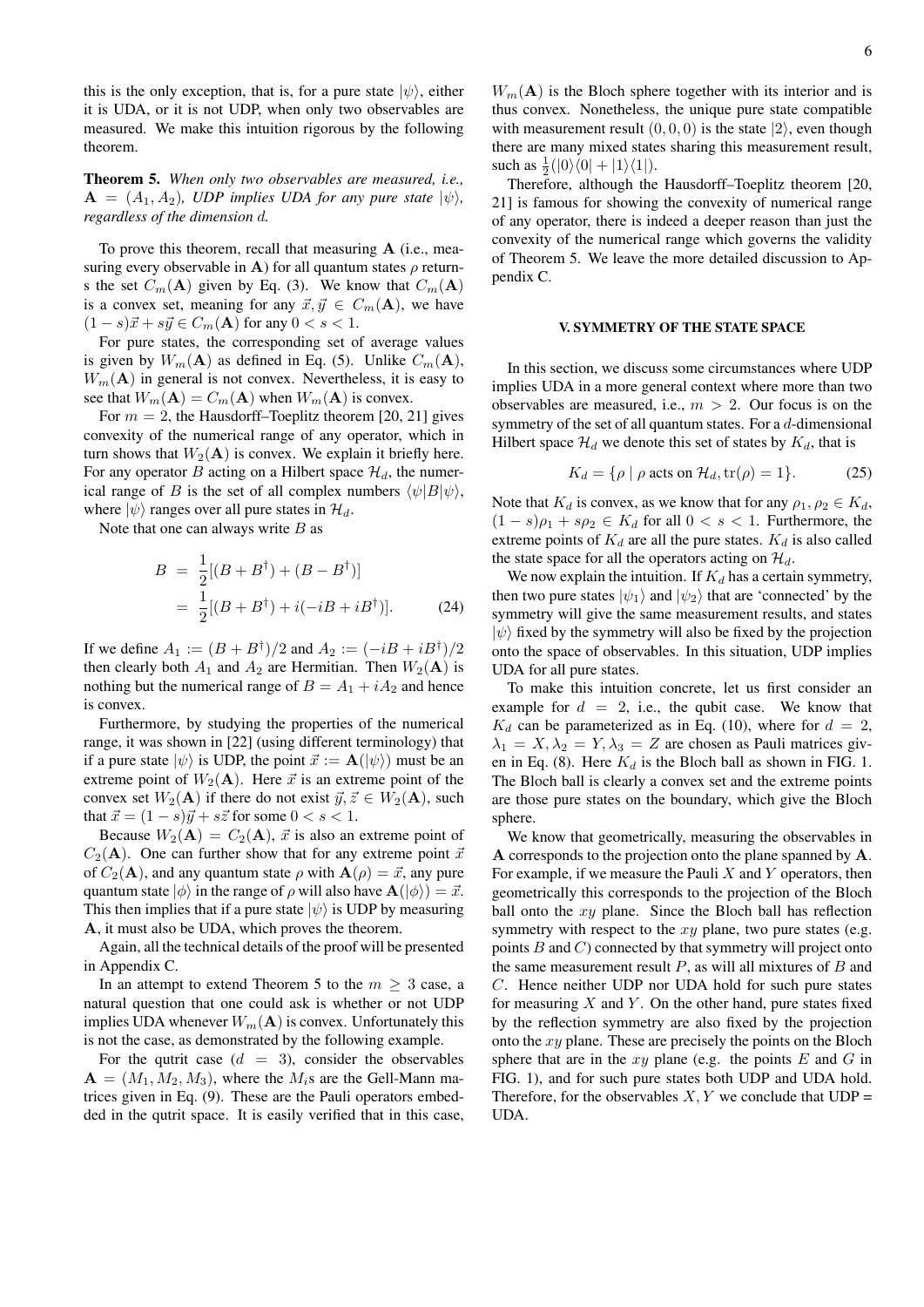this is the only exception, that is, for a pure state $|\psi\rangle$, either it is UDA, or it is not UDP, when only two observables are measured. We make this intuition rigorous by the following theorem.

**Theorem 5.** *When only two observables are measured, i.e., $\mathbf{A} = (A_1, A_2)$, UDP implies UDA for any pure state $|\psi\rangle$, regardless of the dimension $d$.*

To prove this theorem, recall that measuring $\mathbf{A}$ (i.e., measuring every observable in $\mathbf{A}$) for all quantum states $\rho$ returns the set $C_m(\mathbf{A})$ given by Eq. (3). We know that $C_m(\mathbf{A})$ is a convex set, meaning for any $\vec{x}, \vec{y} \in C_m(\mathbf{A})$, we have $(1-s)\vec{x} + s\vec{y} \in C_m(\mathbf{A})$ for any $0 < s < 1$.

For pure states, the corresponding set of average values is given by $W_m(\mathbf{A})$ as defined in Eq. (5). Unlike $C_m(\mathbf{A})$, $W_m(\mathbf{A})$ in general is not convex. Nevertheless, it is easy to see that $W_m(\mathbf{A}) = C_m(\mathbf{A})$ when $W_m(\mathbf{A})$ is convex.

For $m = 2$, the Hausdorff–Toeplitz theorem [20, 21] gives convexity of the numerical range of any operator, which in turn shows that $W_2(\mathbf{A})$ is convex. We explain it briefly here. For any operator $B$ acting on a Hilbert space $\mathcal{H}_d$, the numerical range of $B$ is the set of all complex numbers $\langle\psi|B|\psi\rangle$, where $|\psi\rangle$ ranges over all pure states in $\mathcal{H}_d$.

Note that one can always write $B$ as

$$
\begin{aligned}
B &= \frac{1}{2}[(B + B^\dagger) + (B - B^\dagger)] \\
&= \frac{1}{2}[(B + B^\dagger) + i(-iB + iB^\dagger)]. \qquad (24)
\end{aligned}
$$

If we define $A_1 := (B + B^\dagger)/2$ and $A_2 := (-iB + iB^\dagger)/2$ then clearly both $A_1$ and $A_2$ are Hermitian. Then $W_2(\mathbf{A})$ is nothing but the numerical range of $B = A_1 + iA_2$ and hence is convex.

Furthermore, by studying the properties of the numerical range, it was shown in [22] (using different terminology) that if a pure state $|\psi\rangle$ is UDP, the point $\vec{x} := \mathbf{A}(|\psi\rangle)$ must be an extreme point of $W_2(\mathbf{A})$. Here $\vec{x}$ is an extreme point of the convex set $W_2(\mathbf{A})$ if there do not exist $\vec{y}, \vec{z} \in W_2(\mathbf{A})$, such that $\vec{x} = (1-s)\vec{y} + s\vec{z}$ for some $0 < s < 1$.

Because $W_2(\mathbf{A}) = C_2(\mathbf{A})$, $\vec{x}$ is also an extreme point of $C_2(\mathbf{A})$. One can further show that for any extreme point $\vec{x}$ of $C_2(\mathbf{A})$, and any quantum state $\rho$ with $\mathbf{A}(\rho) = \vec{x}$, any pure quantum state $|\phi\rangle$ in the range of $\rho$ will also have $\mathbf{A}(|\phi\rangle) = \vec{x}$. This then implies that if a pure state $|\psi\rangle$ is UDP by measuring $\mathbf{A}$, it must also be UDA, which proves the theorem.

Again, all the technical details of the proof will be presented in Appendix C.

In an attempt to extend Theorem 5 to the $m \geq 3$ case, a natural question that one could ask is whether or not UDP implies UDA whenever $W_m(\mathbf{A})$ is convex. Unfortunately this is not the case, as demonstrated by the following example.

For the qutrit case ($d = 3$), consider the observables $\mathbf{A} = (M_1, M_2, M_3)$, where the $M_i$s are the Gell-Mann matrices given in Eq. (9). These are the Pauli operators embedded in the qutrit space. It is easily verified that in this case, $W_m(\mathbf{A})$ is the Bloch sphere together with its interior and is thus convex. Nonetheless, the unique pure state compatible with measurement result $(0, 0, 0)$ is the state $|2\rangle$, even though there are many mixed states sharing this measurement result, such as $\frac{1}{2}(|0\rangle\langle 0| + |1\rangle\langle 1|)$.

Therefore, although the Hausdorff–Toeplitz theorem [20, 21] is famous for showing the convexity of numerical range of any operator, there is indeed a deeper reason than just the convexity of the numerical range which governs the validity of Theorem 5. We leave the more detailed discussion to Appendix C.

## V. SYMMETRY OF THE STATE SPACE

In this section, we discuss some circumstances where UDP implies UDA in a more general context where more than two observables are measured, i.e., $m > 2$. Our focus is on the symmetry of the set of all quantum states. For a $d$-dimensional Hilbert space $\mathcal{H}_d$ we denote this set of states by $K_d$, that is

$$
K_d = \{\rho \mid \rho \text{ acts on } \mathcal{H}_d, \operatorname{tr}(\rho) = 1\}. \qquad (25)
$$

Note that $K_d$ is convex, as we know that for any $\rho_1, \rho_2 \in K_d$, $(1-s)\rho_1 + s\rho_2 \in K_d$ for all $0 < s < 1$. Furthermore, the extreme points of $K_d$ are all the pure states. $K_d$ is also called the state space for all the operators acting on $\mathcal{H}_d$.

We now explain the intuition. If $K_d$ has a certain symmetry, then two pure states $|\psi_1\rangle$ and $|\psi_2\rangle$ that are 'connected' by the symmetry will give the same measurement results, and states $|\psi\rangle$ fixed by the symmetry will also be fixed by the projection onto the space of observables. In this situation, UDP implies UDA for all pure states.

To make this intuition concrete, let us first consider an example for $d = 2$, i.e., the qubit case. We know that $K_d$ can be parameterized as in Eq. (10), where for $d = 2$, $\lambda_1 = X, \lambda_2 = Y, \lambda_3 = Z$ are chosen as Pauli matrices given in Eq. (8). Here $K_d$ is the Bloch ball as shown in FIG. 1. The Bloch ball is clearly a convex set and the extreme points are those pure states on the boundary, which give the Bloch sphere.

We know that geometrically, measuring the observables in $\mathbf{A}$ corresponds to the projection onto the plane spanned by $\mathbf{A}$. For example, if we measure the Pauli $X$ and $Y$ operators, then geometrically this corresponds to the projection of the Bloch ball onto the $xy$ plane. Since the Bloch ball has reflection symmetry with respect to the $xy$ plane, two pure states (e.g. points $B$ and $C$) connected by that symmetry will project onto the same measurement result $P$, as will all mixtures of $B$ and $C$. Hence neither UDP nor UDA hold for such pure states for measuring $X$ and $Y$. On the other hand, pure states fixed by the reflection symmetry are also fixed by the projection onto the $xy$ plane. These are precisely the points on the Bloch sphere that are in the $xy$ plane (e.g. the points $E$ and $G$ in FIG. 1), and for such pure states both UDP and UDA hold. Therefore, for the observables $X, Y$ we conclude that UDP = UDA.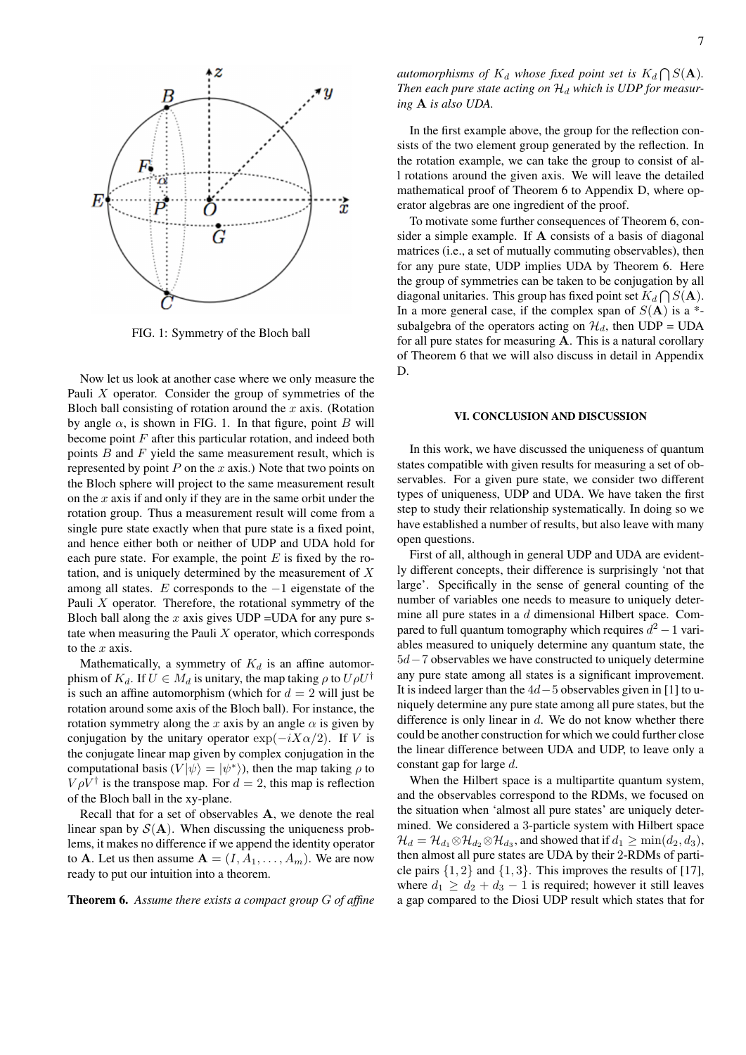FIG. 1: Symmetry of the Bloch ball

Now let us look at another case where we only measure the Pauli $X$ operator. Consider the group of symmetries of the Bloch ball consisting of rotation around the $x$ axis. (Rotation by angle $\alpha$, is shown in FIG. 1. In that figure, point $B$ will become point $F$ after this particular rotation, and indeed both points $B$ and $F$ yield the same measurement result, which is represented by point $P$ on the $x$ axis.) Note that two points on the Bloch sphere will project to the same measurement result on the $x$ axis if and only if they are in the same orbit under the rotation group. Thus a measurement result will come from a single pure state exactly when that pure state is a fixed point, and hence either both or neither of UDP and UDA hold for each pure state. For example, the point $E$ is fixed by the rotation, and is uniquely determined by the measurement of $X$ among all states. $E$ corresponds to the $-1$ eigenstate of the Pauli $X$ operator. Therefore, the rotational symmetry of the Bloch ball along the $x$ axis gives UDP =UDA for any pure state when measuring the Pauli $X$ operator, which corresponds to the $x$ axis.

Mathematically, a symmetry of $K_d$ is an affine automorphism of $K_d$. If $U \in M_d$ is unitary, the map taking $\rho$ to $U\rho U^\dagger$ is such an affine automorphism (which for $d = 2$ will just be rotation around some axis of the Bloch ball). For instance, the rotation symmetry along the $x$ axis by an angle $\alpha$ is given by conjugation by the unitary operator $\exp(-iX\alpha/2)$. If $V$ is the conjugate linear map given by complex conjugation in the computational basis ($V|\psi\rangle = |\psi^*\rangle$), then the map taking $\rho$ to $V\rho V^\dagger$ is the transpose map. For $d = 2$, this map is reflection of the Bloch ball in the xy-plane.

Recall that for a set of observables $\mathbf{A}$, we denote the real linear span by $\mathcal{S}(\mathbf{A})$. When discussing the uniqueness problems, it makes no difference if we append the identity operator to $\mathbf{A}$. Let us then assume $\mathbf{A} = (I, A_1, \ldots, A_m)$. We are now ready to put our intuition into a theorem.

**Theorem 6.** *Assume there exists a compact group $G$ of affine automorphisms of $K_d$ whose fixed point set is $K_d \bigcap S(\mathbf{A})$. Then each pure state acting on $\mathcal{H}_d$ which is UDP for measuring $\mathbf{A}$ is also UDA.*

In the first example above, the group for the reflection consists of the two element group generated by the reflection. In the rotation example, we can take the group to consist of all rotations around the given axis. We will leave the detailed mathematical proof of Theorem 6 to Appendix D, where operator algebras are one ingredient of the proof.

To motivate some further consequences of Theorem 6, consider a simple example. If $\mathbf{A}$ consists of a basis of diagonal matrices (i.e., a set of mutually commuting observables), then for any pure state, UDP implies UDA by Theorem 6. Here the group of symmetries can be taken to be conjugation by all diagonal unitaries. This group has fixed point set $K_d \bigcap S(\mathbf{A})$. In a more general case, if the complex span of $S(\mathbf{A})$ is a *-subalgebra of the operators acting on $\mathcal{H}_d$, then UDP = UDA for all pure states for measuring $\mathbf{A}$. This is a natural corollary of Theorem 6 that we will also discuss in detail in Appendix D.

## VI. CONCLUSION AND DISCUSSION

In this work, we have discussed the uniqueness of quantum states compatible with given results for measuring a set of observables. For a given pure state, we consider two different types of uniqueness, UDP and UDA. We have taken the first step to study their relationship systematically. In doing so we have established a number of results, but also leave with many open questions.

First of all, although in general UDP and UDA are evidently different concepts, their difference is surprisingly 'not that large'. Specifically in the sense of general counting of the number of variables one needs to measure to uniquely determine all pure states in a $d$ dimensional Hilbert space. Compared to full quantum tomography which requires $d^2 - 1$ variables measured to uniquely determine any quantum state, the $5d - 7$ observables we have constructed to uniquely determine any pure state among all states is a significant improvement. It is indeed larger than the $4d - 5$ observables given in [1] to uniquely determine any pure state among all pure states, but the difference is only linear in $d$. We do not know whether there could be another construction for which we could further close the linear difference between UDA and UDP, to leave only a constant gap for large $d$.

When the Hilbert space is a multipartite quantum system, and the observables correspond to the RDMs, we focused on the situation when 'almost all pure states' are uniquely determined. We considered a 3-particle system with Hilbert space $\mathcal{H}_d = \mathcal{H}_{d_1} \otimes \mathcal{H}_{d_2} \otimes \mathcal{H}_{d_3}$, and showed that if $d_1 \geq \min(d_2, d_3)$, then almost all pure states are UDA by their 2-RDMs of particle pairs $\{1, 2\}$ and $\{1, 3\}$. This improves the results of [17], where $d_1 \geq d_2 + d_3 - 1$ is required; however it still leaves a gap compared to the Diosi UDP result which states that for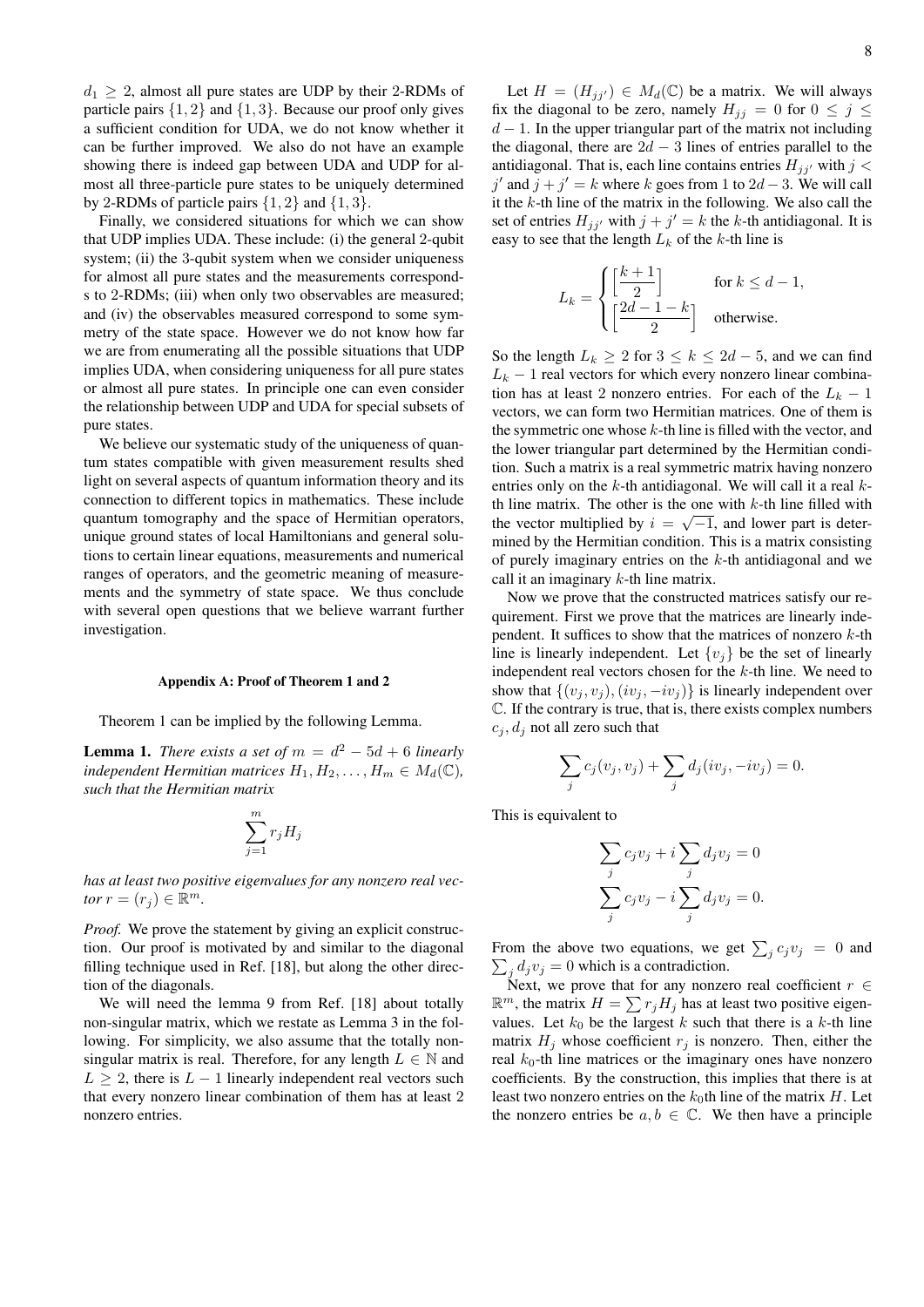$d_1 \geq 2$, almost all pure states are UDP by their 2-RDMs of particle pairs $\{1, 2\}$ and $\{1, 3\}$. Because our proof only gives a sufficient condition for UDA, we do not know whether it can be further improved. We also do not have an example showing there is indeed gap between UDA and UDP for almost all three-particle pure states to be uniquely determined by 2-RDMs of particle pairs $\{1, 2\}$ and $\{1, 3\}$.

Finally, we considered situations for which we can show that UDP implies UDA. These include: (i) the general 2-qubit system; (ii) the 3-qubit system when we consider uniqueness for almost all pure states and the measurements corresponds to 2-RDMs; (iii) when only two observables are measured; and (iv) the observables measured correspond to some symmetry of the state space. However we do not know how far we are from enumerating all the possible situations that UDP implies UDA, when considering uniqueness for all pure states or almost all pure states. In principle one can even consider the relationship between UDP and UDA for special subsets of pure states.

We believe our systematic study of the uniqueness of quantum states compatible with given measurement results shed light on several aspects of quantum information theory and its connection to different topics in mathematics. These include quantum tomography and the space of Hermitian operators, unique ground states of local Hamiltonians and general solutions to certain linear equations, measurements and numerical ranges of operators, and the geometric meaning of measurements and the symmetry of state space. We thus conclude with several open questions that we believe warrant further investigation.

#### Appendix A: Proof of Theorem 1 and 2

Theorem 1 can be implied by the following Lemma.

**Lemma 1.** *There exists a set of $m = d^2 - 5d + 6$ linearly independent Hermitian matrices $H_1, H_2, \ldots, H_m \in M_d(\mathbb{C})$, such that the Hermitian matrix*

$$\sum_{j=1}^{m} r_j H_j$$

*has at least two positive eigenvalues for any nonzero real vector $r = (r_j) \in \mathbb{R}^m$.*

*Proof.* We prove the statement by giving an explicit construction. Our proof is motivated by and similar to the diagonal filling technique used in Ref. [18], but along the other direction of the diagonals.

We will need the lemma 9 from Ref. [18] about totally non-singular matrix, which we restate as Lemma 3 in the following. For simplicity, we also assume that the totally nonsingular matrix is real. Therefore, for any length $L \in \mathbb{N}$ and $L \geq 2$, there is $L - 1$ linearly independent real vectors such that every nonzero linear combination of them has at least 2 nonzero entries.

Let $H = (H_{jj'}) \in M_d(\mathbb{C})$ be a matrix. We will always fix the diagonal to be zero, namely $H_{jj} = 0$ for $0 \leq j \leq d - 1$. In the upper triangular part of the matrix not including the diagonal, there are $2d - 3$ lines of entries parallel to the antidiagonal. That is, each line contains entries $H_{jj'}$ with $j < j'$ and $j + j' = k$ where $k$ goes from 1 to $2d - 3$. We will call it the $k$-th line of the matrix in the following. We also call the set of entries $H_{jj'}$ with $j + j' = k$ the $k$-th antidiagonal. It is easy to see that the length $L_k$ of the $k$-th line is

$$L_k = \begin{cases} \left[\dfrac{k+1}{2}\right] & \text{for } k \leq d-1, \\ \left[\dfrac{2d-1-k}{2}\right] & \text{otherwise.} \end{cases}$$

So the length $L_k \geq 2$ for $3 \leq k \leq 2d - 5$, and we can find $L_k - 1$ real vectors for which every nonzero linear combination has at least 2 nonzero entries. For each of the $L_k - 1$ vectors, we can form two Hermitian matrices. One of them is the symmetric one whose $k$-th line is filled with the vector, and the lower triangular part determined by the Hermitian condition. Such a matrix is a real symmetric matrix having nonzero entries only on the $k$-th antidiagonal. We will call it a real $k$-th line matrix. The other is the one with $k$-th line filled with the vector multiplied by $i = \sqrt{-1}$, and lower part is determined by the Hermitian condition. This is a matrix consisting of purely imaginary entries on the $k$-th antidiagonal and we call it an imaginary $k$-th line matrix.

Now we prove that the constructed matrices satisfy our requirement. First we prove that the matrices are linearly independent. It suffices to show that the matrices of nonzero $k$-th line is linearly independent. Let $\{v_j\}$ be the set of linearly independent real vectors chosen for the $k$-th line. We need to show that $\{(v_j, v_j), (iv_j, -iv_j)\}$ is linearly independent over $\mathbb{C}$. If the contrary is true, that is, there exists complex numbers $c_j, d_j$ not all zero such that

$$\sum_j c_j(v_j, v_j) + \sum_j d_j(iv_j, -iv_j) = 0.$$

This is equivalent to

$$\begin{aligned} \sum_j c_j v_j + i \sum_j d_j v_j = 0 \\ \sum_j c_j v_j - i \sum_j d_j v_j = 0. \end{aligned}$$

From the above two equations, we get $\sum_j c_j v_j = 0$ and $\sum_j d_j v_j = 0$ which is a contradiction.

Next, we prove that for any nonzero real coefficient $r \in \mathbb{R}^m$, the matrix $H = \sum r_j H_j$ has at least two positive eigenvalues. Let $k_0$ be the largest $k$ such that there is a $k$-th line matrix $H_j$ whose coefficient $r_j$ is nonzero. Then, either the real $k_0$-th line matrices or the imaginary ones have nonzero coefficients. By the construction, this implies that there is at least two nonzero entries on the $k_0$th line of the matrix $H$. Let the nonzero entries be $a, b \in \mathbb{C}$. We then have a principle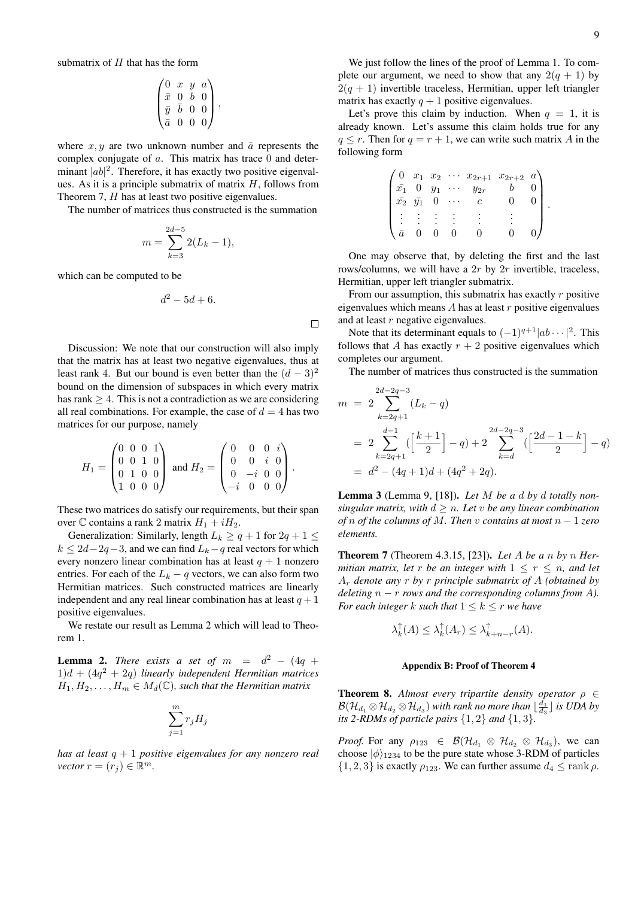submatrix of $H$ that has the form

$$\begin{pmatrix} 0 & x & y & a \\ \bar{x} & 0 & b & 0 \\ \bar{y} & \bar{b} & 0 & 0 \\ \bar{a} & 0 & 0 & 0 \end{pmatrix},$$

where $x, y$ are two unknown number and $\bar{a}$ represents the complex conjugate of $a$. This matrix has trace 0 and determinant $|ab|^2$. Therefore, it has exactly two positive eigenvalues. As it is a principle submatrix of matrix $H$, follows from Theorem 7, $H$ has at least two positive eigenvalues.

The number of matrices thus constructed is the summation

$$m = \sum_{k=3}^{2d-5} 2(L_k - 1),$$

which can be computed to be

$$d^2 - 5d + 6.$$

□

Discussion: We note that our construction will also imply that the matrix has at least two negative eigenvalues, thus at least rank 4. But our bound is even better than the $(d-3)^2$ bound on the dimension of subspaces in which every matrix has rank $\geq 4$. This is not a contradiction as we are considering all real combinations. For example, the case of $d = 4$ has two matrices for our purpose, namely

$$H_1 = \begin{pmatrix} 0 & 0 & 0 & 1 \\ 0 & 0 & 1 & 0 \\ 0 & 1 & 0 & 0 \\ 1 & 0 & 0 & 0 \end{pmatrix} \text{ and } H_2 = \begin{pmatrix} 0 & 0 & 0 & i \\ 0 & 0 & i & 0 \\ 0 & -i & 0 & 0 \\ -i & 0 & 0 & 0 \end{pmatrix}.$$

These two matrices do satisfy our requirements, but their span over $\mathbb{C}$ contains a rank 2 matrix $H_1 + iH_2$.

Generalization: Similarly, length $L_k \geq q+1$ for $2q+1 \leq k \leq 2d-2q-3$, and we can find $L_k - q$ real vectors for which every nonzero linear combination has at least $q+1$ nonzero entries. For each of the $L_k - q$ vectors, we can also form two Hermitian matrices. Such constructed matrices are linearly independent and any real linear combination has at least $q+1$ positive eigenvalues.

We restate our result as Lemma 2 which will lead to Theorem 1.

**Lemma 2.** *There exists a set of $m = d^2 - (4q+1)d + (4q^2 + 2q)$ linearly independent Hermitian matrices $H_1, H_2, \ldots, H_m \in M_d(\mathbb{C})$, such that the Hermitian matrix*

$$\sum_{j=1}^{m} r_j H_j$$

*has at least $q+1$ positive eigenvalues for any nonzero real vector $r = (r_j) \in \mathbb{R}^m$.*

We just follow the lines of the proof of Lemma 1. To complete our argument, we need to show that any $2(q+1)$ by $2(q+1)$ invertible traceless, Hermitian, upper left triangler matrix has exactly $q+1$ positive eigenvalues.

Let's prove this claim by induction. When $q = 1$, it is already known. Let's assume this claim holds true for any $q \leq r$. Then for $q = r+1$, we can write such matrix $A$ in the following form

$$\begin{pmatrix} 0 & x_1 & x_2 & \cdots & x_{2r+1} & x_{2r+2} & a \\ \bar{x_1} & 0 & y_1 & \cdots & y_{2r} & b & 0 \\ \bar{x_2} & \bar{y_1} & 0 & \cdots & c & 0 & 0 \\ \vdots & \vdots & \vdots & \vdots & \vdots & \vdots & \\ \bar{a} & 0 & 0 & 0 & 0 & 0 & 0 \end{pmatrix}.$$

One may observe that, by deleting the first and the last rows/columns, we will have a $2r$ by $2r$ invertible, traceless, Hermitian, upper left triangler submatrix.

From our assumption, this submatrix has exactly $r$ positive eigenvalues which means $A$ has at least $r$ positive eigenvalues and at least $r$ negative eigenvalues.

Note that its determinant equals to $(-1)^{q+1}|ab\cdots|^2$. This follows that $A$ has exactly $r+2$ positive eigenvalues which completes our argument.

The number of matrices thus constructed is the summation

$$\begin{aligned} m &= 2\sum_{k=2q+1}^{2d-2q-3}(L_k - q) \\ &= 2\sum_{k=2q+1}^{d-1}\left(\left\lceil\frac{k+1}{2}\right\rceil - q\right) + 2\sum_{k=d}^{2d-2q-3}\left(\left\lceil\frac{2d-1-k}{2}\right\rceil - q\right) \\ &= d^2 - (4q+1)d + (4q^2 + 2q). \end{aligned}$$

**Lemma 3** (Lemma 9, [18]). *Let $M$ be a $d$ by $d$ totally non-singular matrix, with $d \geq n$. Let $v$ be any linear combination of $n$ of the columns of $M$. Then $v$ contains at most $n-1$ zero elements.*

**Theorem 7** (Theorem 4.3.15, [23]). *Let $A$ be a $n$ by $n$ Hermitian matrix, let $r$ be an integer with $1 \leq r \leq n$, and let $A_r$ denote any $r$ by $r$ principle submatrix of $A$ (obtained by deleting $n-r$ rows and the corresponding columns from $A$). For each integer $k$ such that $1 \leq k \leq r$ we have*

$$\lambda_k^{\uparrow}(A) \leq \lambda_k^{\uparrow}(A_r) \leq \lambda_{k+n-r}^{\uparrow}(A).$$

### Appendix B: Proof of Theorem 4

**Theorem 8.** *Almost every tripartite density operator $\rho \in \mathcal{B}(\mathcal{H}_{d_1} \otimes \mathcal{H}_{d_2} \otimes \mathcal{H}_{d_3})$ with rank no more than $\lfloor \frac{d_1}{d_3} \rfloor$ is UDA by its 2-RDMs of particle pairs $\{1,2\}$ and $\{1,3\}$.*

*Proof.* For any $\rho_{123} \in \mathcal{B}(\mathcal{H}_{d_1} \otimes \mathcal{H}_{d_2} \otimes \mathcal{H}_{d_3})$, we can choose $|\phi\rangle_{1234}$ to be the pure state whose 3-RDM of particles $\{1,2,3\}$ is exactly $\rho_{123}$. We can further assume $d_4 \leq \operatorname{rank} \rho$.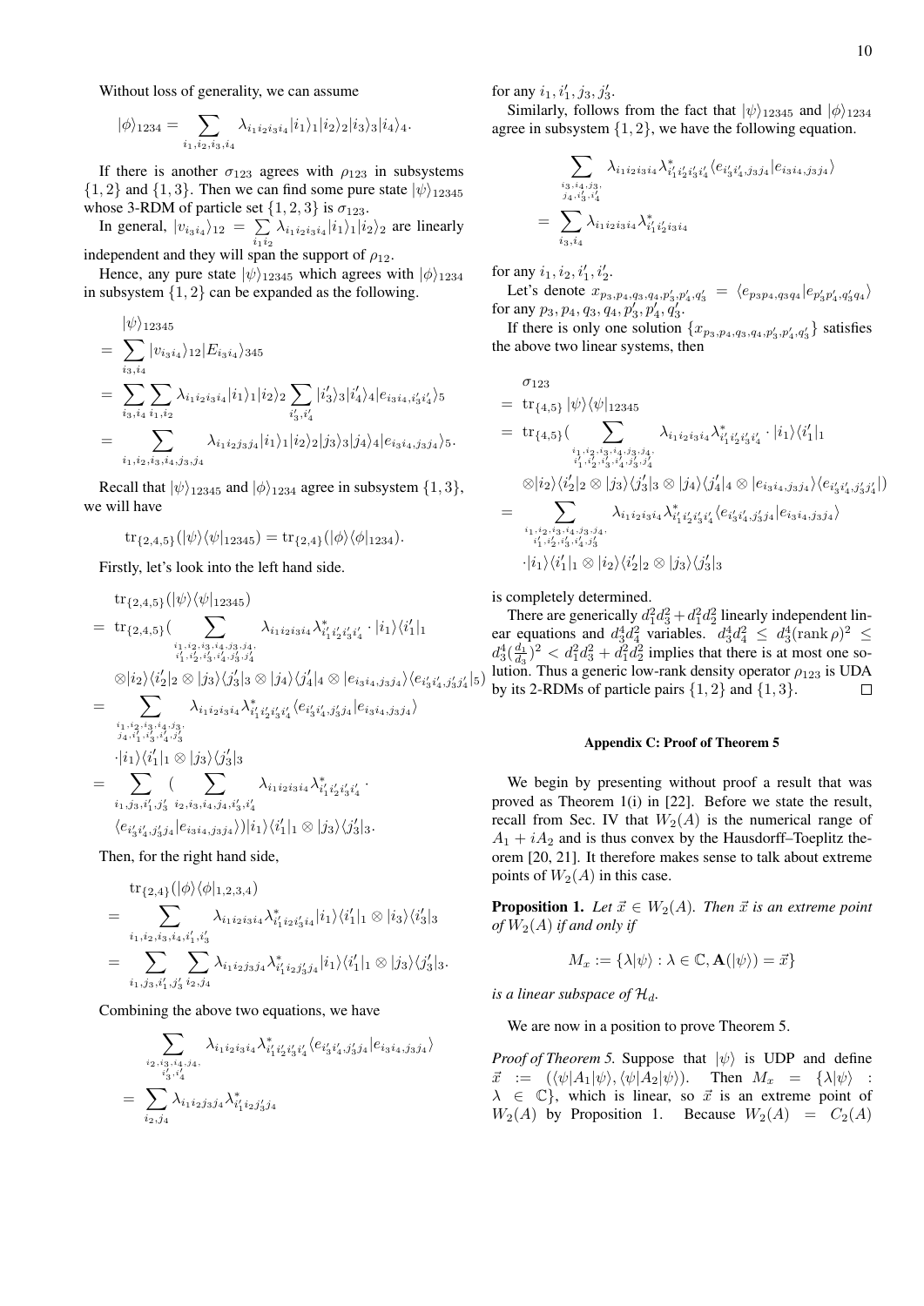Without loss of generality, we can assume

$$|\phi\rangle_{1234} = \sum_{i_1,i_2,i_3,i_4} \lambda_{i_1 i_2 i_3 i_4} |i_1\rangle_1 |i_2\rangle_2 |i_3\rangle_3 |i_4\rangle_4.$$

If there is another $\sigma_{123}$ agrees with $\rho_{123}$ in subsystems $\{1,2\}$ and $\{1,3\}$. Then we can find some pure state $|\psi\rangle_{12345}$ whose 3-RDM of particle set $\{1,2,3\}$ is $\sigma_{123}$.

In general, $|v_{i_3 i_4}\rangle_{12} = \sum_{i_1 i_2} \lambda_{i_1 i_2 i_3 i_4} |i_1\rangle_1 |i_2\rangle_2$ are linearly independent and they will span the support of $\rho_{12}$.

Hence, any pure state $|\psi\rangle_{12345}$ which agrees with $|\phi\rangle_{1234}$ in subsystem $\{1,2\}$ can be expanded as the following.

$$\begin{aligned}
&|\psi\rangle_{12345} \\
=& \sum_{i_3,i_4} |v_{i_3 i_4}\rangle_{12} |E_{i_3 i_4}\rangle_{345} \\
=& \sum_{i_3,i_4} \sum_{i_1,i_2} \lambda_{i_1 i_2 i_3 i_4} |i_1\rangle_1 |i_2\rangle_2 \sum_{i_3',i_4'} |i_3'\rangle_3 |i_4'\rangle_4 |e_{i_3 i_4, i_3' i_4'}\rangle_5 \\
=& \sum_{i_1,i_2,i_3,i_4,j_3,j_4} \lambda_{i_1 i_2 j_3 j_4} |i_1\rangle_1 |i_2\rangle_2 |j_3\rangle_3 |j_4\rangle_4 |e_{i_3 i_4, j_3 j_4}\rangle_5.
\end{aligned}$$

Recall that $|\psi\rangle_{12345}$ and $|\phi\rangle_{1234}$ agree in subsystem $\{1,3\}$, we will have

$$\mathrm{tr}_{\{2,4,5\}}(|\psi\rangle\langle\psi|_{12345}) = \mathrm{tr}_{\{2,4\}}(|\phi\rangle\langle\phi|_{1234}).$$

Firstly, let's look into the left hand side.

$$\begin{aligned}
&\mathrm{tr}_{\{2,4,5\}}(|\psi\rangle\langle\psi|_{12345}) \\
=& \mathrm{tr}_{\{2,4,5\}}\Big( \sum_{\substack{i_1,i_2,i_3,i_4,j_3,j_4,\\ i_1',i_2',i_3',i_4',j_3',j_4'}} \lambda_{i_1 i_2 i_3 i_4} \lambda^*_{i_1' i_2' i_3' i_4'} \cdot |i_1\rangle\langle i_1'|_1 \\
&\otimes |i_2\rangle\langle i_2'|_2 \otimes |j_3\rangle\langle j_3'|_3 \otimes |j_4\rangle\langle j_4'|_4 \otimes |e_{i_3 i_4, j_3 j_4}\rangle\langle e_{i_3' i_4', j_3' j_4'}|_5\Big) \\
=& \sum_{\substack{i_1,i_2,i_3,i_4,j_3,\\ j_4,i_1',i_3',i_4',j_3'}} \lambda_{i_1 i_2 i_3 i_4} \lambda^*_{i_1' i_2' i_3' i_4'} \langle e_{i_3' i_4', j_3' j_4} | e_{i_3 i_4, j_3 j_4}\rangle \\
&\cdot |i_1\rangle\langle i_1'|_1 \otimes |j_3\rangle\langle j_3'|_3 \\
=& \sum_{i_1,j_3,i_1',j_3'} \Big( \sum_{i_2,i_3,i_4,j_4,i_3',i_4'} \lambda_{i_1 i_2 i_3 i_4} \lambda^*_{i_1' i_2' i_3' i_4'} \cdot \\
&\langle e_{i_3' i_4', j_3' j_4} | e_{i_3 i_4, j_3 j_4}\rangle \Big) |i_1\rangle\langle i_1'|_1 \otimes |j_3\rangle\langle j_3'|_3.
\end{aligned}$$

Then, for the right hand side,

$$\begin{aligned}
&\mathrm{tr}_{\{2,4\}}(|\phi\rangle\langle\phi|_{1,2,3,4}) \\
=& \sum_{i_1,i_2,i_3,i_4,i_1',i_3'} \lambda_{i_1 i_2 i_3 i_4} \lambda^*_{i_1' i_2 i_3' i_4} |i_1\rangle\langle i_1'|_1 \otimes |i_3\rangle\langle i_3'|_3 \\
=& \sum_{i_1,j_3,i_1',j_3'} \sum_{i_2,j_4} \lambda_{i_1 i_2 j_3 j_4} \lambda^*_{i_1' i_2 j_3' j_4} |i_1\rangle\langle i_1'|_1 \otimes |j_3\rangle\langle j_3'|_3.
\end{aligned}$$

Combining the above two equations, we have

$$\begin{aligned}
&\sum_{\substack{i_2,i_3,i_4,j_4,\\ i_3',i_4'}} \lambda_{i_1 i_2 i_3 i_4} \lambda^*_{i_1' i_2' i_3' i_4'} \langle e_{i_3' i_4', j_3' j_4} | e_{i_3 i_4, j_3 j_4}\rangle \\
=& \sum_{i_2,j_4} \lambda_{i_1 i_2 j_3 j_4} \lambda^*_{i_1' i_2 j_3' j_4}
\end{aligned}$$

for any $i_1, i_1', j_3, j_3'$.

Similarly, follows from the fact that $|\psi\rangle_{12345}$ and $|\phi\rangle_{1234}$ agree in subsystem $\{1,2\}$, we have the following equation.

$$\begin{aligned}
&\sum_{\substack{i_3,i_4,j_3,\\ j_4,i_3',i_4'}} \lambda_{i_1 i_2 i_3 i_4} \lambda^*_{i_1' i_2' i_3' i_4'} \langle e_{i_3' i_4', j_3 j_4} | e_{i_3 i_4, j_3 j_4}\rangle \\
=& \sum_{i_3,i_4} \lambda_{i_1 i_2 i_3 i_4} \lambda^*_{i_1' i_2' i_3 i_4}
\end{aligned}$$

for any $i_1, i_2, i_1', i_2'$.

Let's denote $x_{p_3,p_4,q_3,q_4,p_3',p_4',q_3'} = \langle e_{p_3 p_4, q_3 q_4} | e_{p_3' p_4', q_3' q_4}\rangle$ for any $p_3, p_4, q_3, q_4, p_3', p_4', q_3'$.

If there is only one solution $\{x_{p_3,p_4,q_3,q_4,p_3',p_4',q_3'}\}$ satisfies the above two linear systems, then

$$\begin{aligned}
&\sigma_{123} \\
=& \mathrm{tr}_{\{4,5\}} |\psi\rangle\langle\psi|_{12345} \\
=& \mathrm{tr}_{\{4,5\}}\Big( \sum_{\substack{i_1,i_2,i_3,i_4,j_3,j_4,\\ i_1',i_2',i_3',i_4',j_3',j_4'}} \lambda_{i_1 i_2 i_3 i_4} \lambda^*_{i_1' i_2' i_3' i_4'} \cdot |i_1\rangle\langle i_1'|_1 \\
&\otimes |i_2\rangle\langle i_2'|_2 \otimes |j_3\rangle\langle j_3'|_3 \otimes |j_4\rangle\langle j_4'|_4 \otimes |e_{i_3 i_4, j_3 j_4}\rangle\langle e_{i_3' i_4', j_3' j_4'}|\Big) \\
=& \sum_{\substack{i_1,i_2,i_3,i_4,j_3,j_4,\\ i_1',i_2',i_3',i_4',j_3'}} \lambda_{i_1 i_2 i_3 i_4} \lambda^*_{i_1' i_2' i_3' i_4'} \langle e_{i_3' i_4', j_3' j_4} | e_{i_3 i_4, j_3 j_4}\rangle \\
&\cdot |i_1\rangle\langle i_1'|_1 \otimes |i_2\rangle\langle i_2'|_2 \otimes |j_3\rangle\langle j_3'|_3
\end{aligned}$$

is completely determined.

There are generically $d_1^2 d_3^2 + d_1^2 d_2^2$ linearly independent linear equations and $d_3^4 d_4^2$ variables. $d_3^4 d_4^2 \leq d_3^4 (\mathrm{rank}\,\rho)^2 \leq d_3^4 (\frac{d_1}{d_3})^2 < d_1^2 d_3^2 + d_1^2 d_2^2$ implies that there is at most one solution. Thus a generic low-rank density operator $\rho_{123}$ is UDA by its 2-RDMs of particle pairs $\{1,2\}$ and $\{1,3\}$. $\square$

## Appendix C: Proof of Theorem 5

We begin by presenting without proof a result that was proved as Theorem 1(i) in [22]. Before we state the result, recall from Sec. IV that $W_2(A)$ is the numerical range of $A_1 + iA_2$ and is thus convex by the Hausdorff–Toeplitz theorem [20, 21]. It therefore makes sense to talk about extreme points of $W_2(A)$ in this case.

**Proposition 1.** *Let $\vec{x} \in W_2(A)$. Then $\vec{x}$ is an extreme point of $W_2(A)$ if and only if*

$$M_x := \{\lambda|\psi\rangle : \lambda \in \mathbb{C}, \mathbf{A}(|\psi\rangle) = \vec{x}\}$$

*is a linear subspace of $\mathcal{H}_d$.*

We are now in a position to prove Theorem 5.

*Proof of Theorem 5.* Suppose that $|\psi\rangle$ is UDP and define $\vec{x} := (\langle\psi|A_1|\psi\rangle, \langle\psi|A_2|\psi\rangle)$. Then $M_x = \{\lambda|\psi\rangle : \lambda \in \mathbb{C}\}$, which is linear, so $\vec{x}$ is an extreme point of $W_2(A)$ by Proposition 1. Because $W_2(A) = C_2(A)$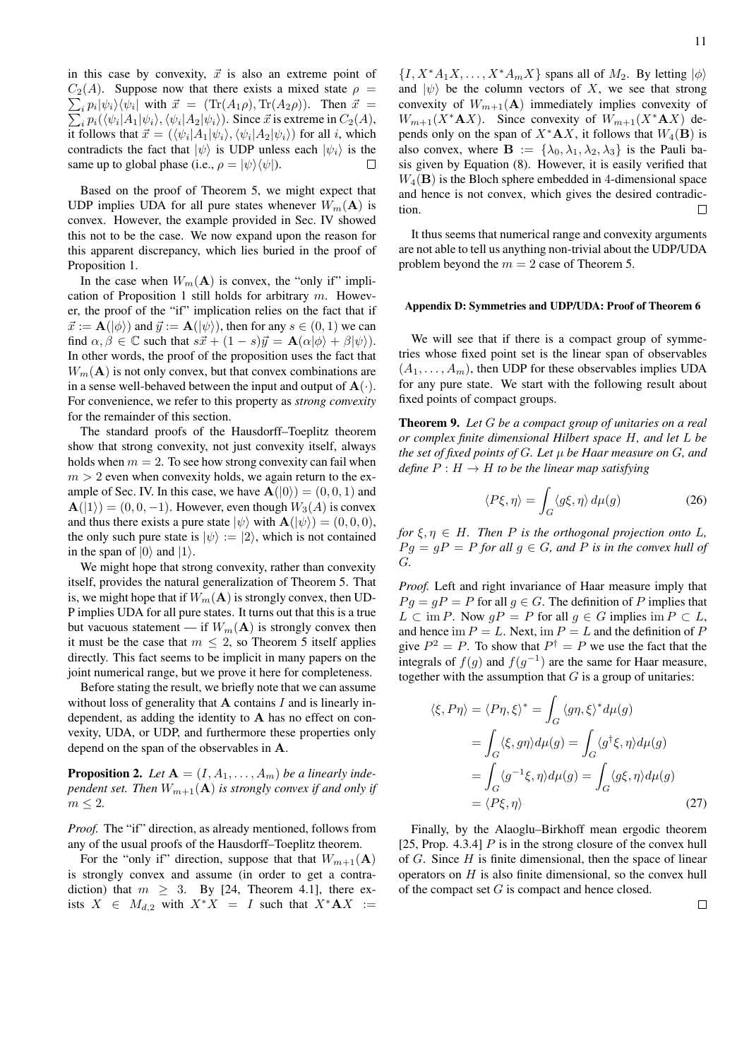in this case by convexity, $\vec{x}$ is also an extreme point of $C_2(A)$. Suppose now that there exists a mixed state $\rho = \sum_i p_i |\psi_i\rangle\langle\psi_i|$ with $\vec{x} = (\mathrm{Tr}(A_1\rho), \mathrm{Tr}(A_2\rho))$. Then $\vec{x} = \sum_i p_i(\langle\psi_i|A_1|\psi_i\rangle, \langle\psi_i|A_2|\psi_i\rangle)$. Since $\vec{x}$ is extreme in $C_2(A)$, it follows that $\vec{x} = (\langle\psi_i|A_1|\psi_i\rangle, \langle\psi_i|A_2|\psi_i\rangle)$ for all $i$, which contradicts the fact that $|\psi\rangle$ is UDP unless each $|\psi_i\rangle$ is the same up to global phase (i.e., $\rho = |\psi\rangle\langle\psi|$). $\square$

Based on the proof of Theorem 5, we might expect that UDP implies UDA for all pure states whenever $W_m(\mathbf{A})$ is convex. However, the example provided in Sec. IV showed this not to be the case. We now expand upon the reason for this apparent discrepancy, which lies buried in the proof of Proposition 1.

In the case when $W_m(\mathbf{A})$ is convex, the "only if" implication of Proposition 1 still holds for arbitrary $m$. However, the proof of the "if" implication relies on the fact that if $\vec{x} := \mathbf{A}(|\phi\rangle)$ and $\vec{y} := \mathbf{A}(|\psi\rangle)$, then for any $s \in (0,1)$ we can find $\alpha, \beta \in \mathbb{C}$ such that $s\vec{x} + (1-s)\vec{y} = \mathbf{A}(\alpha|\phi\rangle + \beta|\psi\rangle)$. In other words, the proof of the proposition uses the fact that $W_m(\mathbf{A})$ is not only convex, but that convex combinations are in a sense well-behaved between the input and output of $\mathbf{A}(\cdot)$. For convenience, we refer to this property as *strong convexity* for the remainder of this section.

The standard proofs of the Hausdorff–Toeplitz theorem show that strong convexity, not just convexity itself, always holds when $m = 2$. To see how strong convexity can fail when $m > 2$ even when convexity holds, we again return to the example of Sec. IV. In this case, we have $\mathbf{A}(|0\rangle) = (0,0,1)$ and $\mathbf{A}(|1\rangle) = (0,0,-1)$. However, even though $W_3(A)$ is convex and thus there exists a pure state $|\psi\rangle$ with $\mathbf{A}(|\psi\rangle) = (0,0,0)$, the only such pure state is $|\psi\rangle := |2\rangle$, which is not contained in the span of $|0\rangle$ and $|1\rangle$.

We might hope that strong convexity, rather than convexity itself, provides the natural generalization of Theorem 5. That is, we might hope that if $W_m(\mathbf{A})$ is strongly convex, then UDP implies UDA for all pure states. It turns out that this is a true but vacuous statement — if $W_m(\mathbf{A})$ is strongly convex then it must be the case that $m \leq 2$, so Theorem 5 itself applies directly. This fact seems to be implicit in many papers on the joint numerical range, but we prove it here for completeness.

Before stating the result, we briefly note that we can assume without loss of generality that $\mathbf{A}$ contains $I$ and is linearly independent, as adding the identity to $\mathbf{A}$ has no effect on convexity, UDA, or UDP, and furthermore these properties only depend on the span of the observables in $\mathbf{A}$.

**Proposition 2.** *Let $\mathbf{A} = (I, A_1, \ldots, A_m)$ be a linearly independent set. Then $W_{m+1}(\mathbf{A})$ is strongly convex if and only if $m \leq 2$.*

*Proof.* The "if" direction, as already mentioned, follows from any of the usual proofs of the Hausdorff–Toeplitz theorem.

For the "only if" direction, suppose that that $W_{m+1}(\mathbf{A})$ is strongly convex and assume (in order to get a contradiction) that $m \geq 3$. By [24, Theorem 4.1], there exists $X \in M_{d,2}$ with $X^*X = I$ such that $X^*\mathbf{A}X := \{I, X^*A_1X, \ldots, X^*A_mX\}$ spans all of $M_2$. By letting $|\phi\rangle$ and $|\psi\rangle$ be the column vectors of $X$, we see that strong convexity of $W_{m+1}(\mathbf{A})$ immediately implies convexity of $W_{m+1}(X^*\mathbf{A}X)$. Since convexity of $W_{m+1}(X^*\mathbf{A}X)$ depends only on the span of $X^*\mathbf{A}X$, it follows that $W_4(\mathbf{B})$ is also convex, where $\mathbf{B} := \{\lambda_0, \lambda_1, \lambda_2, \lambda_3\}$ is the Pauli basis given by Equation (8). However, it is easily verified that $W_4(\mathbf{B})$ is the Bloch sphere embedded in 4-dimensional space and hence is not convex, which gives the desired contradiction. $\square$

It thus seems that numerical range and convexity arguments are not able to tell us anything non-trivial about the UDP/UDA problem beyond the $m = 2$ case of Theorem 5.

#### Appendix D: Symmetries and UDP/UDA: Proof of Theorem 6

We will see that if there is a compact group of symmetries whose fixed point set is the linear span of observables $(A_1, \ldots, A_m)$, then UDP for these observables implies UDA for any pure state. We start with the following result about fixed points of compact groups.

**Theorem 9.** *Let $G$ be a compact group of unitaries on a real or complex finite dimensional Hilbert space $H$, and let $L$ be the set of fixed points of $G$. Let $\mu$ be Haar measure on $G$, and define $P : H \to H$ to be the linear map satisfying*

$$\langle P\xi, \eta\rangle = \int_G \langle g\xi, \eta\rangle \, d\mu(g) \tag{26}$$

*for $\xi, \eta \in H$. Then $P$ is the orthogonal projection onto $L$, $Pg = gP = P$ for all $g \in G$, and $P$ is in the convex hull of $G$.*

*Proof.* Left and right invariance of Haar measure imply that $Pg = gP = P$ for all $g \in G$. The definition of $P$ implies that $L \subset \operatorname{im} P$. Now $gP = P$ for all $g \in G$ implies $\operatorname{im} P \subset L$, and hence $\operatorname{im} P = L$. Next, $\operatorname{im} P = L$ and the definition of $P$ give $P^2 = P$. To show that $P^\dagger = P$ we use the fact that the integrals of $f(g)$ and $f(g^{-1})$ are the same for Haar measure, together with the assumption that $G$ is a group of unitaries:

$$\begin{aligned}
\langle \xi, P\eta\rangle &= \langle P\eta, \xi\rangle^* = \int_G \langle g\eta, \xi\rangle^* d\mu(g) \\
&= \int_G \langle \xi, g\eta\rangle d\mu(g) = \int_G \langle g^\dagger \xi, \eta\rangle d\mu(g) \\
&= \int_G \langle g^{-1}\xi, \eta\rangle d\mu(g) = \int_G \langle g\xi, \eta\rangle d\mu(g) \\
&= \langle P\xi, \eta\rangle
\end{aligned} \tag{27}$$

Finally, by the Alaoglu–Birkhoff mean ergodic theorem [25, Prop. 4.3.4] $P$ is in the strong closure of the convex hull of $G$. Since $H$ is finite dimensional, then the space of linear operators on $H$ is also finite dimensional, so the convex hull of the compact set $G$ is compact and hence closed.

$\square$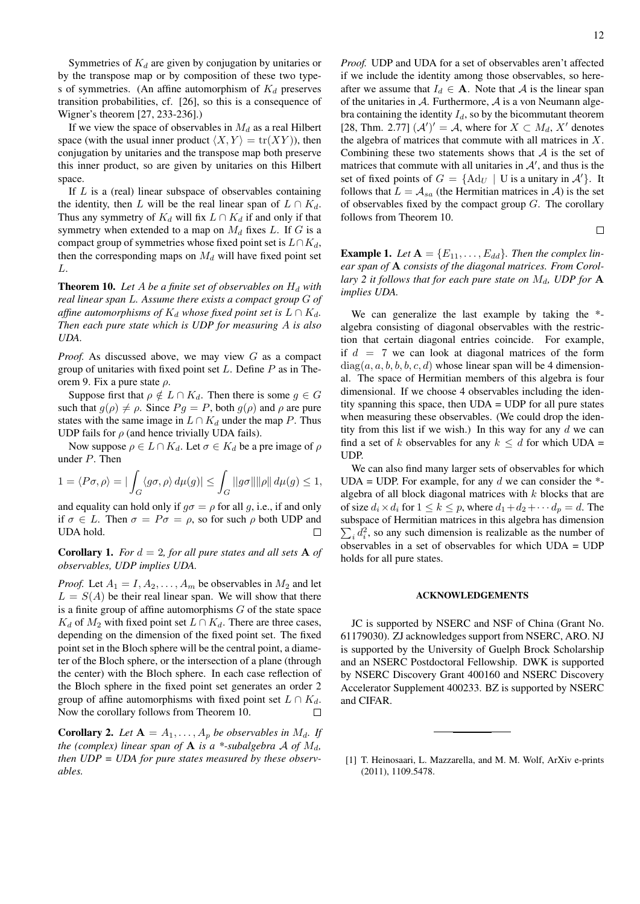Symmetries of $K_d$ are given by conjugation by unitaries or by the transpose map or by composition of these two types of symmetries. (An affine automorphism of $K_d$ preserves transition probabilities, cf. [26], so this is a consequence of Wigner's theorem [27, 233-236].)

If we view the space of observables in $M_d$ as a real Hilbert space (with the usual inner product $\langle X, Y \rangle = \mathrm{tr}(XY)$), then conjugation by unitaries and the transpose map both preserve this inner product, so are given by unitaries on this Hilbert space.

If $L$ is a (real) linear subspace of observables containing the identity, then $L$ will be the real linear span of $L \cap K_d$. Thus any symmetry of $K_d$ will fix $L \cap K_d$ if and only if that symmetry when extended to a map on $M_d$ fixes $L$. If $G$ is a compact group of symmetries whose fixed point set is $L \cap K_d$, then the corresponding maps on $M_d$ will have fixed point set $L$.

**Theorem 10.** *Let $A$ be a finite set of observables on $H_d$ with real linear span $L$. Assume there exists a compact group $G$ of affine automorphisms of $K_d$ whose fixed point set is $L \cap K_d$. Then each pure state which is UDP for measuring $A$ is also UDA.*

*Proof.* As discussed above, we may view $G$ as a compact group of unitaries with fixed point set $L$. Define $P$ as in Theorem 9. Fix a pure state $\rho$.

Suppose first that $\rho \notin L \cap K_d$. Then there is some $g \in G$ such that $g(\rho) \neq \rho$. Since $Pg = P$, both $g(\rho)$ and $\rho$ are pure states with the same image in $L \cap K_d$ under the map $P$. Thus UDP fails for $\rho$ (and hence trivially UDA fails).

Now suppose $\rho \in L \cap K_d$. Let $\sigma \in K_d$ be a pre image of $\rho$ under $P$. Then

$$1 = \langle P\sigma, \rho \rangle = |\int_G \langle g\sigma, \rho \rangle \, d\mu(g)| \leq \int_G ||g\sigma|| ||\rho|| \, d\mu(g) \leq 1,$$

and equality can hold only if $g\sigma = \rho$ for all $g$, i.e., if and only if $\sigma \in L$. Then $\sigma = P\sigma = \rho$, so for such $\rho$ both UDP and UDA hold. $\square$

**Corollary 1.** *For $d = 2$, for all pure states and all sets $\mathbf{A}$ of observables, UDP implies UDA.*

*Proof.* Let $A_1 = I, A_2, \ldots, A_m$ be observables in $M_2$ and let $L = S(A)$ be their real linear span. We will show that there is a finite group of affine automorphisms $G$ of the state space $K_d$ of $M_2$ with fixed point set $L \cap K_d$. There are three cases, depending on the dimension of the fixed point set. The fixed point set in the Bloch sphere will be the central point, a diameter of the Bloch sphere, or the intersection of a plane (through the center) with the Bloch sphere. In each case reflection of the Bloch sphere in the fixed point set generates an order 2 group of affine automorphisms with fixed point set $L \cap K_d$. Now the corollary follows from Theorem 10. $\square$

**Corollary 2.** *Let $\mathbf{A} = A_1, \ldots, A_p$ be observables in $M_d$. If the (complex) linear span of $\mathbf{A}$ is a \*-subalgebra $\mathcal{A}$ of $M_d$, then UDP = UDA for pure states measured by these observables.*

*Proof.* UDP and UDA for a set of observables aren't affected if we include the identity among those observables, so hereafter we assume that $I_d \in \mathbf{A}$. Note that $\mathcal{A}$ is the linear span of the unitaries in $\mathcal{A}$. Furthermore, $\mathcal{A}$ is a von Neumann algebra containing the identity $I_d$, so by the bicommutant theorem [28, Thm. 2.77] $(\mathcal{A}')' = \mathcal{A}$, where for $X \subset M_d$, $X'$ denotes the algebra of matrices that commute with all matrices in $X$. Combining these two statements shows that $\mathcal{A}$ is the set of matrices that commute with all unitaries in $\mathcal{A}'$, and thus is the set of fixed points of $G = \{\mathrm{Ad}_U \mid \text{U is a unitary in } \mathcal{A}'\}$. It follows that $L = \mathcal{A}_{sa}$ (the Hermitian matrices in $\mathcal{A}$) is the set of observables fixed by the compact group $G$. The corollary follows from Theorem 10. $\square$

**Example 1.** *Let $\mathbf{A} = \{E_{11}, \ldots, E_{dd}\}$. Then the complex linear span of $\mathbf{A}$ consists of the diagonal matrices. From Corollary 2 it follows that for each pure state on $M_d$, UDP for $\mathbf{A}$ implies UDA.*

We can generalize the last example by taking the \*-algebra consisting of diagonal observables with the restriction that certain diagonal entries coincide. For example, if $d = 7$ we can look at diagonal matrices of the form $\mathrm{diag}(a, a, b, b, b, c, d)$ whose linear span will be 4 dimensional. The space of Hermitian members of this algebra is four dimensional. If we choose 4 observables including the identity spanning this space, then UDA = UDP for all pure states when measuring these observables. (We could drop the identity from this list if we wish.) In this way for any $d$ we can find a set of $k$ observables for any $k \leq d$ for which UDA = UDP.

We can also find many larger sets of observables for which UDA = UDP. For example, for any $d$ we can consider the \*-algebra of all block diagonal matrices with $k$ blocks that are of size $d_i \times d_i$ for $1 \leq k \leq p$, where $d_1 + d_2 + \cdots d_p = d$. The subspace of Hermitian matrices in this algebra has dimension $\sum_i d_i^2$, so any such dimension is realizable as the number of observables in a set of observables for which UDA = UDP holds for all pure states.

## ACKNOWLEDGEMENTS

JC is supported by NSERC and NSF of China (Grant No. 61179030). ZJ acknowledges support from NSERC, ARO. NJ is supported by the University of Guelph Brock Scholarship and an NSERC Postdoctoral Fellowship. DWK is supported by NSERC Discovery Grant 400160 and NSERC Discovery Accelerator Supplement 400233. BZ is supported by NSERC and CIFAR.

---

[1] T. Heinosaari, L. Mazzarella, and M. M. Wolf, ArXiv e-prints (2011), 1109.5478.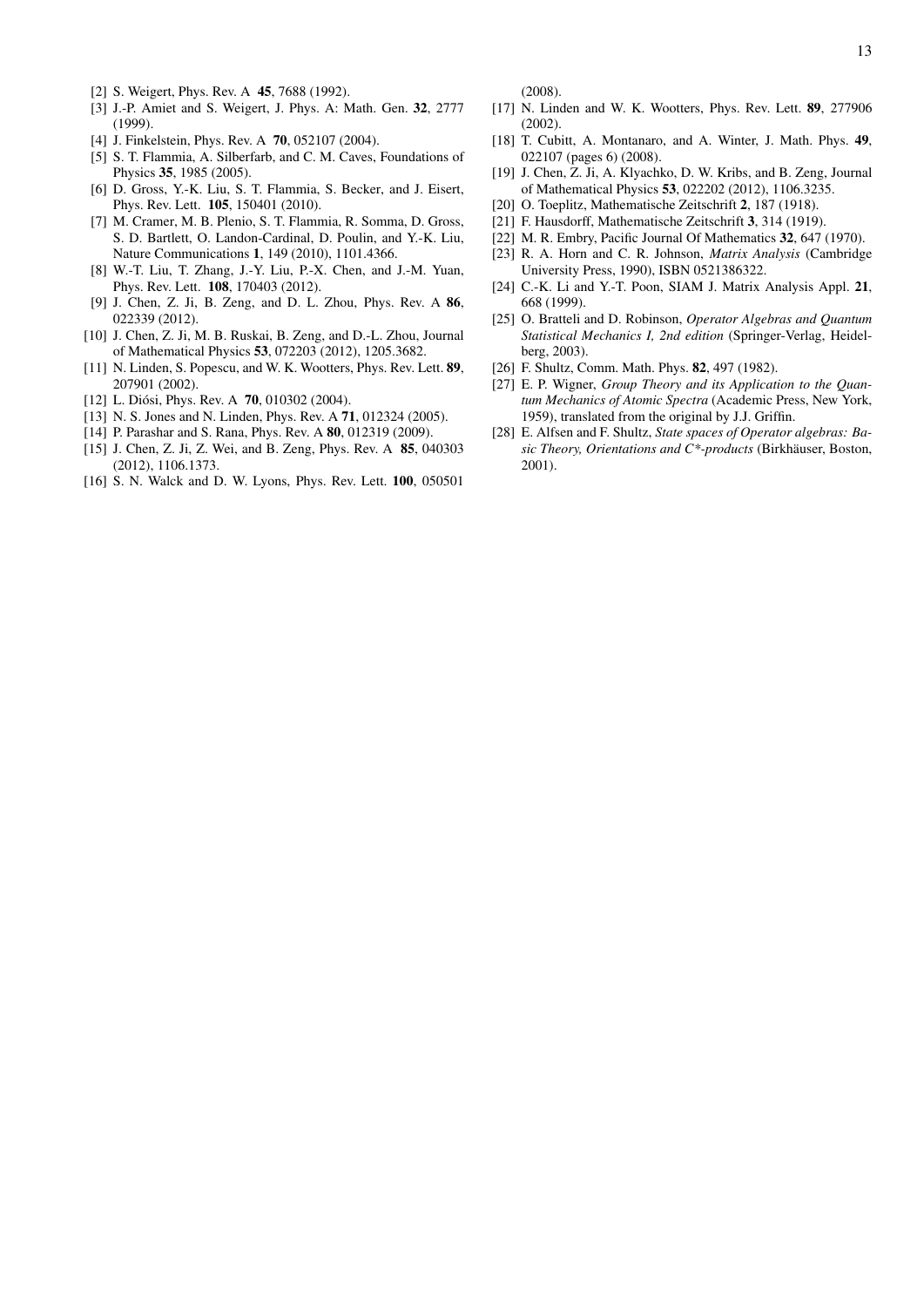[2] S. Weigert, Phys. Rev. A **45**, 7688 (1992).

[3] J.-P. Amiet and S. Weigert, J. Phys. A: Math. Gen. **32**, 2777 (1999).

[4] J. Finkelstein, Phys. Rev. A **70**, 052107 (2004).

[5] S. T. Flammia, A. Silberfarb, and C. M. Caves, Foundations of Physics **35**, 1985 (2005).

[6] D. Gross, Y.-K. Liu, S. T. Flammia, S. Becker, and J. Eisert, Phys. Rev. Lett. **105**, 150401 (2010).

[7] M. Cramer, M. B. Plenio, S. T. Flammia, R. Somma, D. Gross, S. D. Bartlett, O. Landon-Cardinal, D. Poulin, and Y.-K. Liu, Nature Communications **1**, 149 (2010), 1101.4366.

[8] W.-T. Liu, T. Zhang, J.-Y. Liu, P.-X. Chen, and J.-M. Yuan, Phys. Rev. Lett. **108**, 170403 (2012).

[9] J. Chen, Z. Ji, B. Zeng, and D. L. Zhou, Phys. Rev. A **86**, 022339 (2012).

[10] J. Chen, Z. Ji, M. B. Ruskai, B. Zeng, and D.-L. Zhou, Journal of Mathematical Physics **53**, 072203 (2012), 1205.3682.

[11] N. Linden, S. Popescu, and W. K. Wootters, Phys. Rev. Lett. **89**, 207901 (2002).

[12] L. Diósi, Phys. Rev. A **70**, 010302 (2004).

[13] N. S. Jones and N. Linden, Phys. Rev. A **71**, 012324 (2005).

[14] P. Parashar and S. Rana, Phys. Rev. A **80**, 012319 (2009).

[15] J. Chen, Z. Ji, Z. Wei, and B. Zeng, Phys. Rev. A **85**, 040303 (2012), 1106.1373.

[16] S. N. Walck and D. W. Lyons, Phys. Rev. Lett. **100**, 050501 (2008).

[17] N. Linden and W. K. Wootters, Phys. Rev. Lett. **89**, 277906 (2002).

[18] T. Cubitt, A. Montanaro, and A. Winter, J. Math. Phys. **49**, 022107 (pages 6) (2008).

[19] J. Chen, Z. Ji, A. Klyachko, D. W. Kribs, and B. Zeng, Journal of Mathematical Physics **53**, 022202 (2012), 1106.3235.

[20] O. Toeplitz, Mathematische Zeitschrift **2**, 187 (1918).

[21] F. Hausdorff, Mathematische Zeitschrift **3**, 314 (1919).

[22] M. R. Embry, Pacific Journal Of Mathematics **32**, 647 (1970).

[23] R. A. Horn and C. R. Johnson, *Matrix Analysis* (Cambridge University Press, 1990), ISBN 0521386322.

[24] C.-K. Li and Y.-T. Poon, SIAM J. Matrix Analysis Appl. **21**, 668 (1999).

[25] O. Bratteli and D. Robinson, *Operator Algebras and Quantum Statistical Mechanics I, 2nd edition* (Springer-Verlag, Heidelberg, 2003).

[26] F. Shultz, Comm. Math. Phys. **82**, 497 (1982).

[27] E. P. Wigner, *Group Theory and its Application to the Quantum Mechanics of Atomic Spectra* (Academic Press, New York, 1959), translated from the original by J.J. Griffin.

[28] E. Alfsen and F. Shultz, *State spaces of Operator algebras: Basic Theory, Orientations and C\*-products* (Birkhäuser, Boston, 2001).